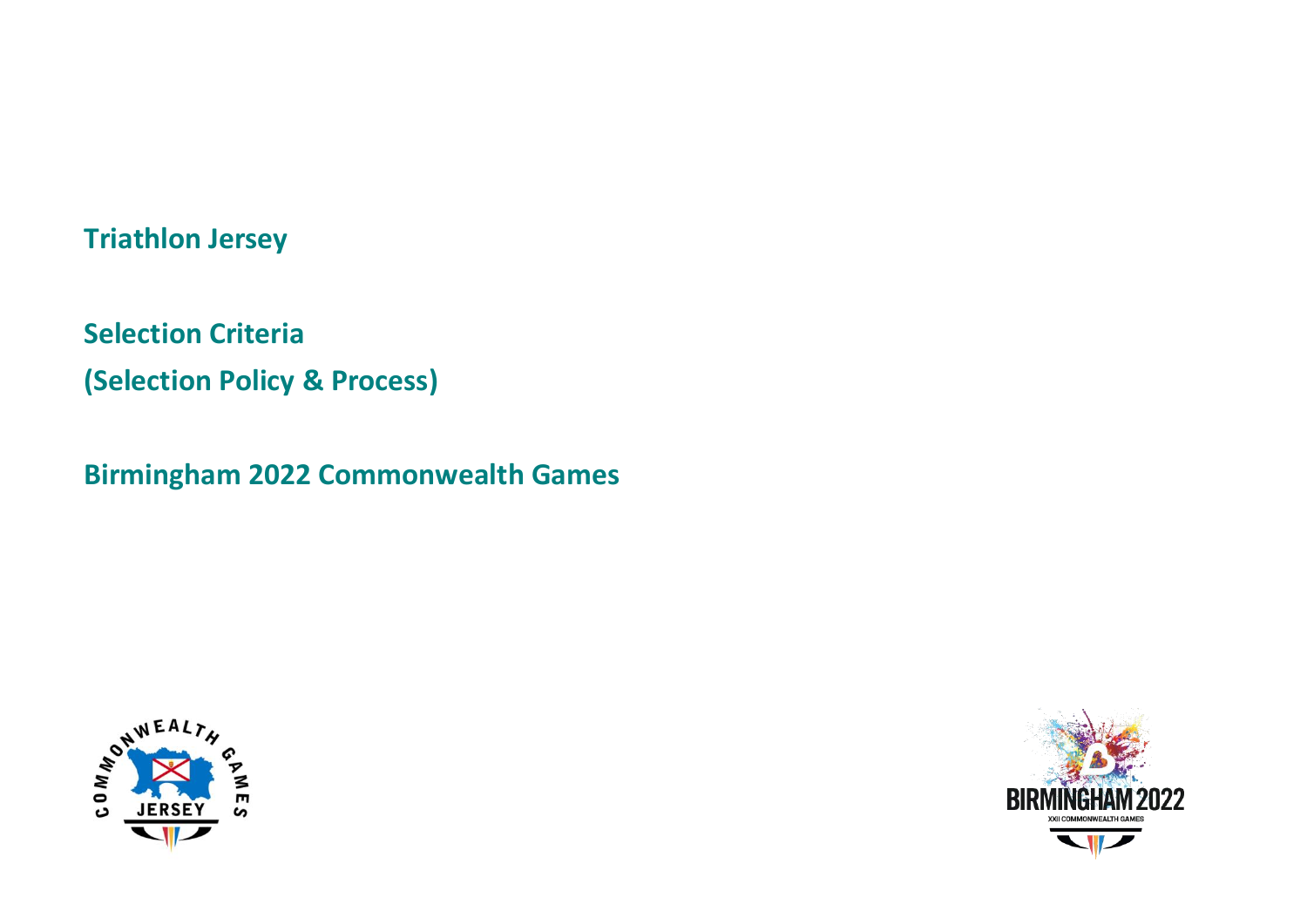# Triathlon Jersey

## Selection Criteria

## (Selection Policy & Process)

## Birmingham 2022 Commonwealth Games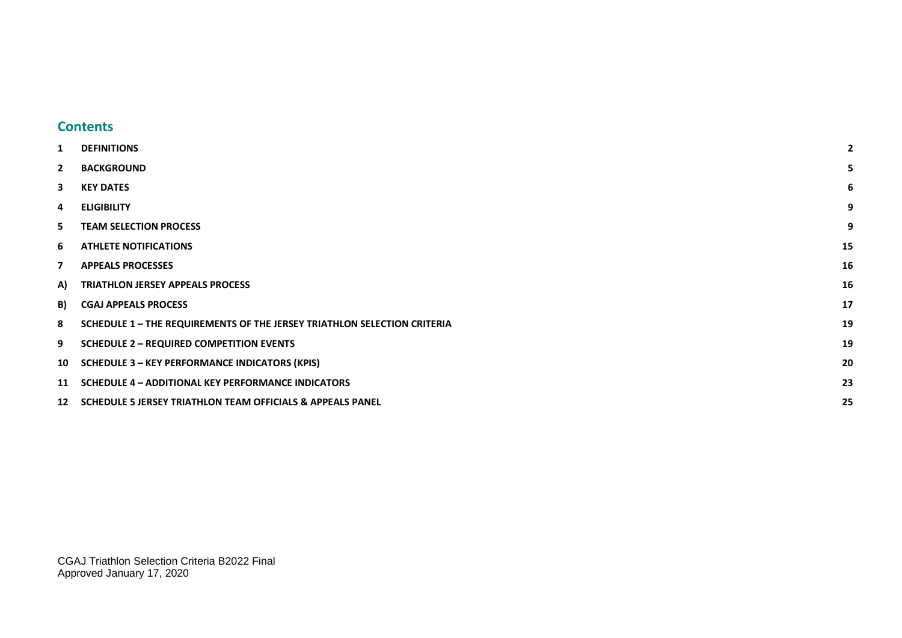## Contents

| | | |
|---|---|---|
| 1 | DEFINITIONS | 2 |
| 2 | BACKGROUND | 5 |
| 3 | KEY DATES | 6 |
| 4 | ELIGIBILITY | 9 |
| 5. | TEAM SELECTION PROCESS | 9 |
| 6 | ATHLETE NOTIFICATIONS | 15 |
| 7 | APPEALS PROCESSES | 16 |
| A) | TRIATHLON JERSEY APPEALS PROCESS | 16 |
| B) | CGAJ APPEALS PROCESS | 17 |
| 8 | SCHEDULE 1 – THE REQUIREMENTS OF THE JERSEY TRIATHLON SELECTION CRITERIA | 19 |
| 9 | SCHEDULE 2 – REQUIRED COMPETITION EVENTS | 19 |
| 10 | SCHEDULE 3 – KEY PERFORMANCE INDICATORS (KPIS) | 20 |
| 11 | SCHEDULE 4 – ADDITIONAL KEY PERFORMANCE INDICATORS | 23 |
| 12 | SCHEDULE 5 JERSEY TRIATHLON TEAM OFFICIALS & APPEALS PANEL | 25 |

CGAJ Triathlon Selection Criteria B2022 Final
Approved January 17, 2020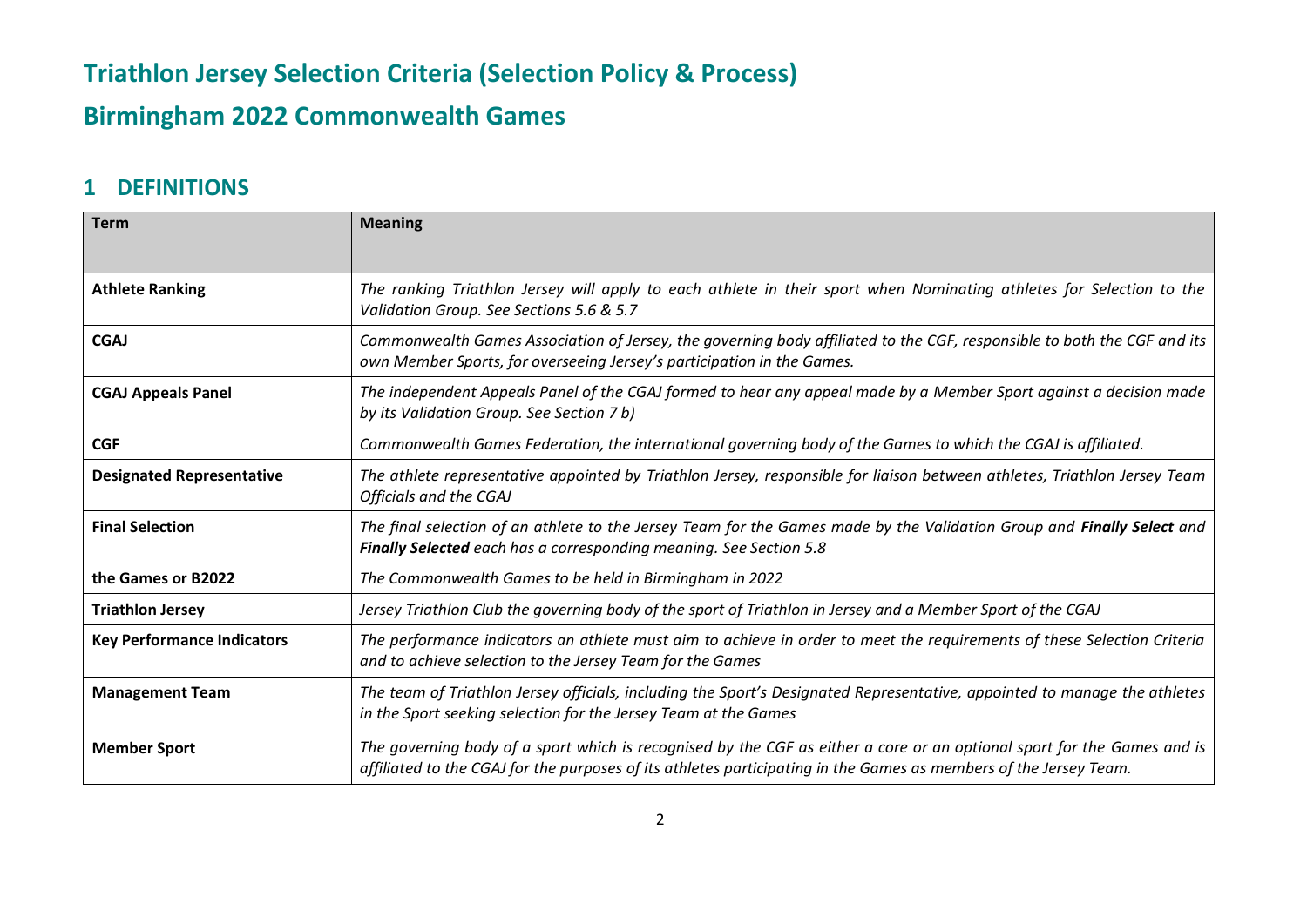# Triathlon Jersey Selection Criteria (Selection Policy & Process)

# Birmingham 2022 Commonwealth Games

## 1 DEFINITIONS

| Term | Meaning |
|---|---|
| **Athlete Ranking** | *The ranking Triathlon Jersey will apply to each athlete in their sport when Nominating athletes for Selection to the Validation Group. See Sections 5.6 & 5.7* |
| **CGAJ** | *Commonwealth Games Association of Jersey, the governing body affiliated to the CGF, responsible to both the CGF and its own Member Sports, for overseeing Jersey's participation in the Games.* |
| **CGAJ Appeals Panel** | *The independent Appeals Panel of the CGAJ formed to hear any appeal made by a Member Sport against a decision made by its Validation Group. See Section 7 b)* |
| **CGF** | *Commonwealth Games Federation, the international governing body of the Games to which the CGAJ is affiliated.* |
| **Designated Representative** | *The athlete representative appointed by Triathlon Jersey, responsible for liaison between athletes, Triathlon Jersey Team Officials and the CGAJ* |
| **Final Selection** | *The final selection of an athlete to the Jersey Team for the Games made by the Validation Group and **Finally Select** and **Finally Selected** each has a corresponding meaning. See Section 5.8* |
| **the Games or B2022** | *The Commonwealth Games to be held in Birmingham in 2022* |
| **Triathlon Jersey** | *Jersey Triathlon Club the governing body of the sport of Triathlon in Jersey and a Member Sport of the CGAJ* |
| **Key Performance Indicators** | *The performance indicators an athlete must aim to achieve in order to meet the requirements of these Selection Criteria and to achieve selection to the Jersey Team for the Games* |
| **Management Team** | *The team of Triathlon Jersey officials, including the Sport's Designated Representative, appointed to manage the athletes in the Sport seeking selection for the Jersey Team at the Games* |
| **Member Sport** | *The governing body of a sport which is recognised by the CGF as either a core or an optional sport for the Games and is affiliated to the CGAJ for the purposes of its athletes participating in the Games as members of the Jersey Team.* |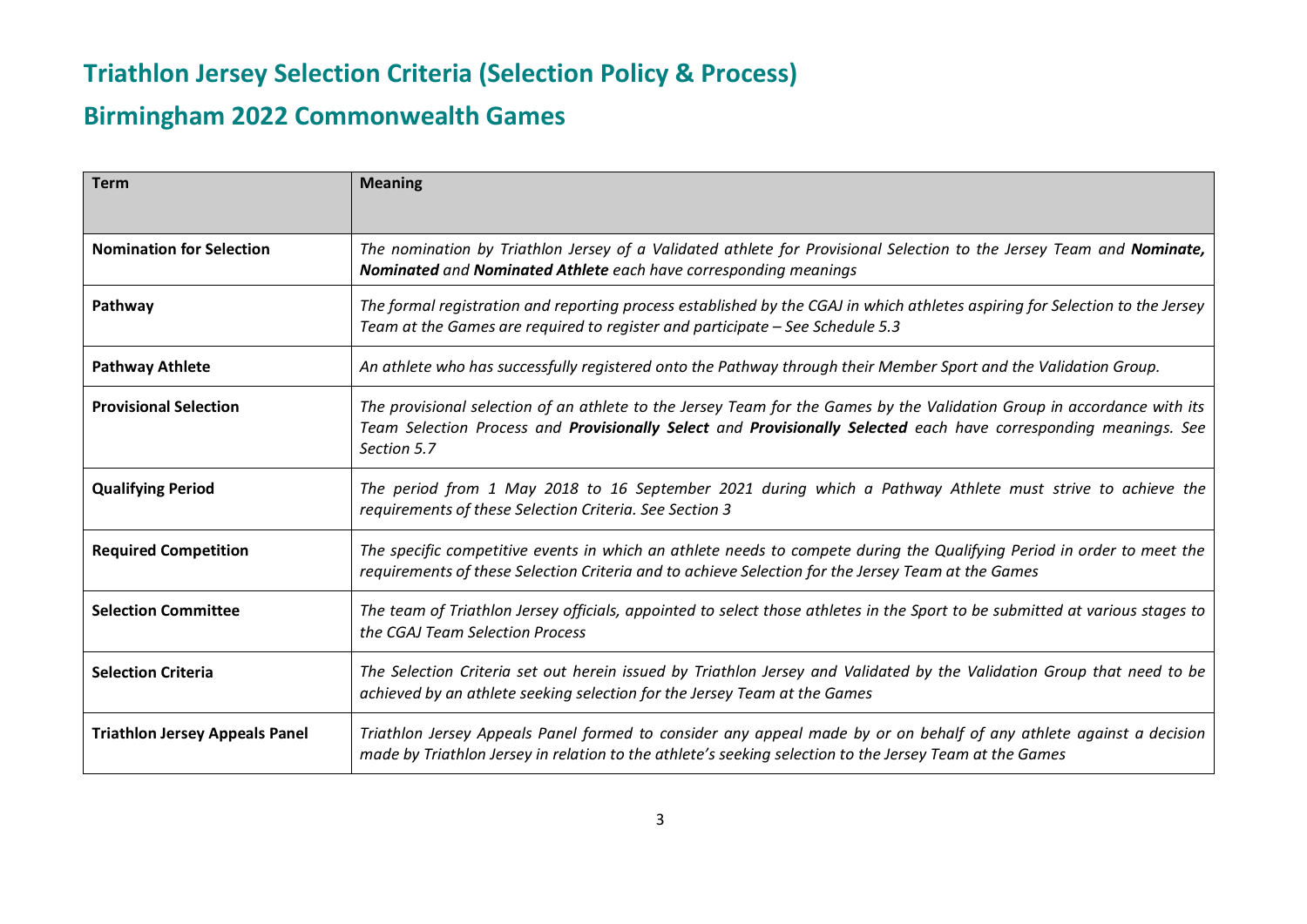# Triathlon Jersey Selection Criteria (Selection Policy & Process)

# Birmingham 2022 Commonwealth Games

| Term | Meaning |
|---|---|
| **Nomination for Selection** | *The nomination by Triathlon Jersey of a Validated athlete for Provisional Selection to the Jersey Team and **Nominate, Nominated** and **Nominated Athlete** each have corresponding meanings* |
| **Pathway** | *The formal registration and reporting process established by the CGAJ in which athletes aspiring for Selection to the Jersey Team at the Games are required to register and participate – See Schedule 5.3* |
| **Pathway Athlete** | *An athlete who has successfully registered onto the Pathway through their Member Sport and the Validation Group.* |
| **Provisional Selection** | *The provisional selection of an athlete to the Jersey Team for the Games by the Validation Group in accordance with its Team Selection Process and **Provisionally Select** and **Provisionally Selected** each have corresponding meanings. See Section 5.7* |
| **Qualifying Period** | *The period from 1 May 2018 to 16 September 2021 during which a Pathway Athlete must strive to achieve the requirements of these Selection Criteria. See Section 3* |
| **Required Competition** | *The specific competitive events in which an athlete needs to compete during the Qualifying Period in order to meet the requirements of these Selection Criteria and to achieve Selection for the Jersey Team at the Games* |
| **Selection Committee** | *The team of Triathlon Jersey officials, appointed to select those athletes in the Sport to be submitted at various stages to the CGAJ Team Selection Process* |
| **Selection Criteria** | *The Selection Criteria set out herein issued by Triathlon Jersey and Validated by the Validation Group that need to be achieved by an athlete seeking selection for the Jersey Team at the Games* |
| **Triathlon Jersey Appeals Panel** | *Triathlon Jersey Appeals Panel formed to consider any appeal made by or on behalf of any athlete against a decision made by Triathlon Jersey in relation to the athlete's seeking selection to the Jersey Team at the Games* |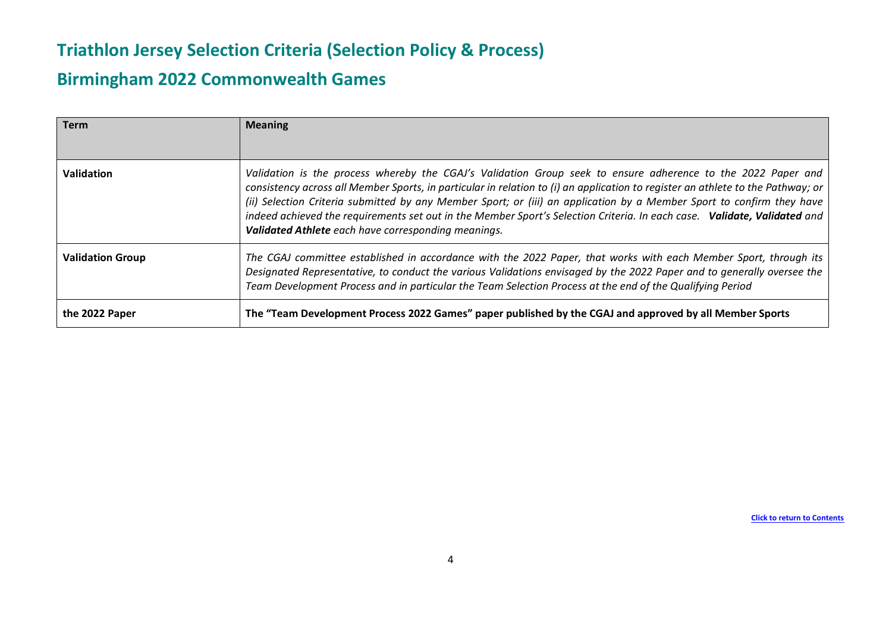# Triathlon Jersey Selection Criteria (Selection Policy & Process)

# Birmingham 2022 Commonwealth Games

| Term | Meaning |
| --- | --- |
| **Validation** | *Validation is the process whereby the CGAJ's Validation Group seek to ensure adherence to the 2022 Paper and consistency across all Member Sports, in particular in relation to (i) an application to register an athlete to the Pathway; or (ii) Selection Criteria submitted by any Member Sport; or (iii) an application by a Member Sport to confirm they have indeed achieved the requirements set out in the Member Sport's Selection Criteria. In each case. **Validate, Validated** and **Validated Athlete** each have corresponding meanings.* |
| **Validation Group** | *The CGAJ committee established in accordance with the 2022 Paper, that works with each Member Sport, through its Designated Representative, to conduct the various Validations envisaged by the 2022 Paper and to generally oversee the Team Development Process and in particular the Team Selection Process at the end of the Qualifying Period* |
| **the 2022 Paper** | **The "Team Development Process 2022 Games" paper published by the CGAJ and approved by all Member Sports** |

Click to return to Contents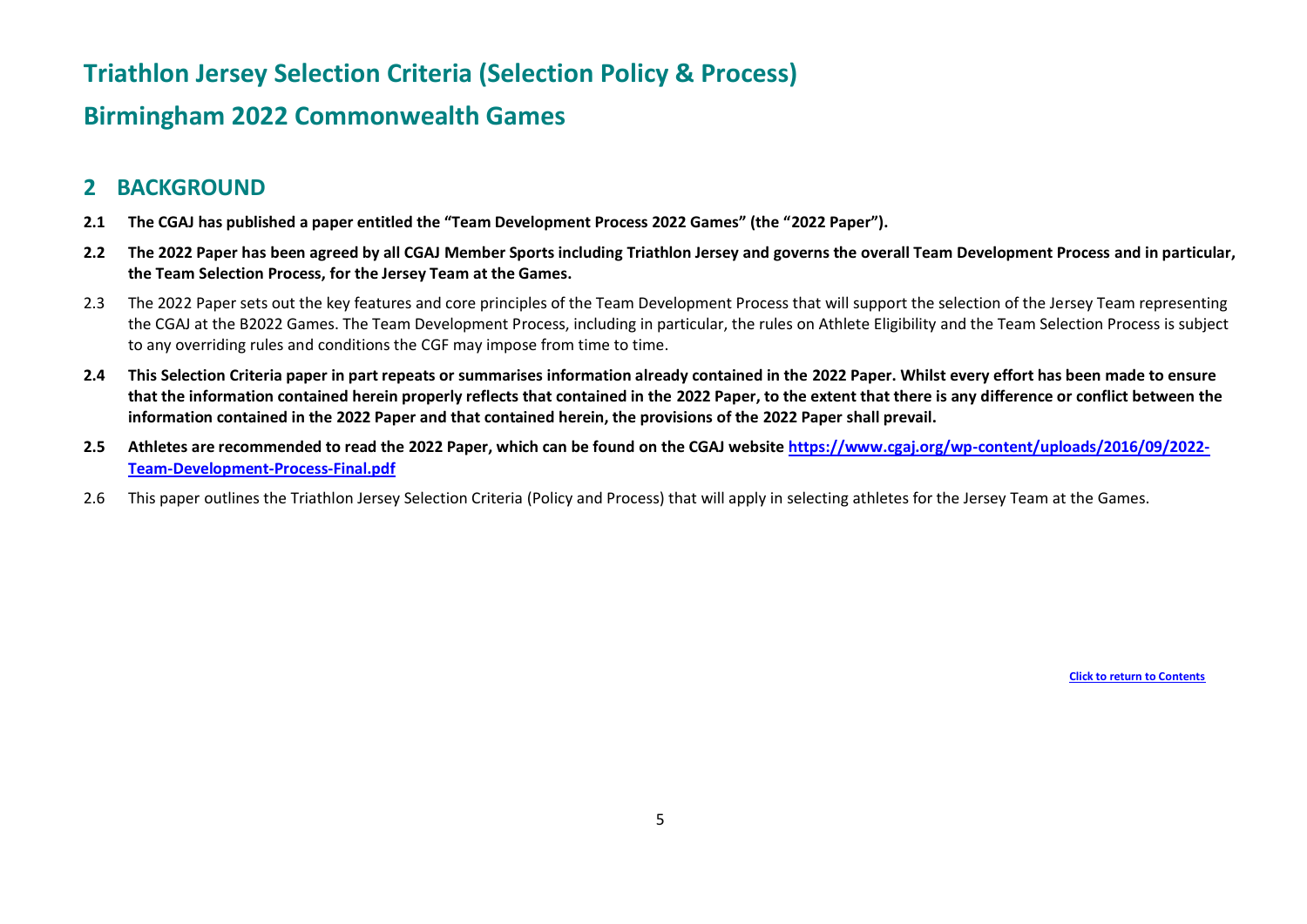# Triathlon Jersey Selection Criteria (Selection Policy & Process)

# Birmingham 2022 Commonwealth Games

## 2 BACKGROUND

**2.1 The CGAJ has published a paper entitled the "Team Development Process 2022 Games" (the "2022 Paper").**

**2.2 The 2022 Paper has been agreed by all CGAJ Member Sports including Triathlon Jersey and governs the overall Team Development Process and in particular, the Team Selection Process, for the Jersey Team at the Games.**

2.3 The 2022 Paper sets out the key features and core principles of the Team Development Process that will support the selection of the Jersey Team representing the CGAJ at the B2022 Games. The Team Development Process, including in particular, the rules on Athlete Eligibility and the Team Selection Process is subject to any overriding rules and conditions the CGF may impose from time to time.

**2.4 This Selection Criteria paper in part repeats or summarises information already contained in the 2022 Paper. Whilst every effort has been made to ensure that the information contained herein properly reflects that contained in the 2022 Paper, to the extent that there is any difference or conflict between the information contained in the 2022 Paper and that contained herein, the provisions of the 2022 Paper shall prevail.**

**2.5 Athletes are recommended to read the 2022 Paper, which can be found on the CGAJ website [https://www.cgaj.org/wp-content/uploads/2016/09/2022-Team-Development-Process-Final.pdf](https://www.cgaj.org/wp-content/uploads/2016/09/2022-Team-Development-Process-Final.pdf)**

2.6 This paper outlines the Triathlon Jersey Selection Criteria (Policy and Process) that will apply in selecting athletes for the Jersey Team at the Games.

**Click to return to Contents**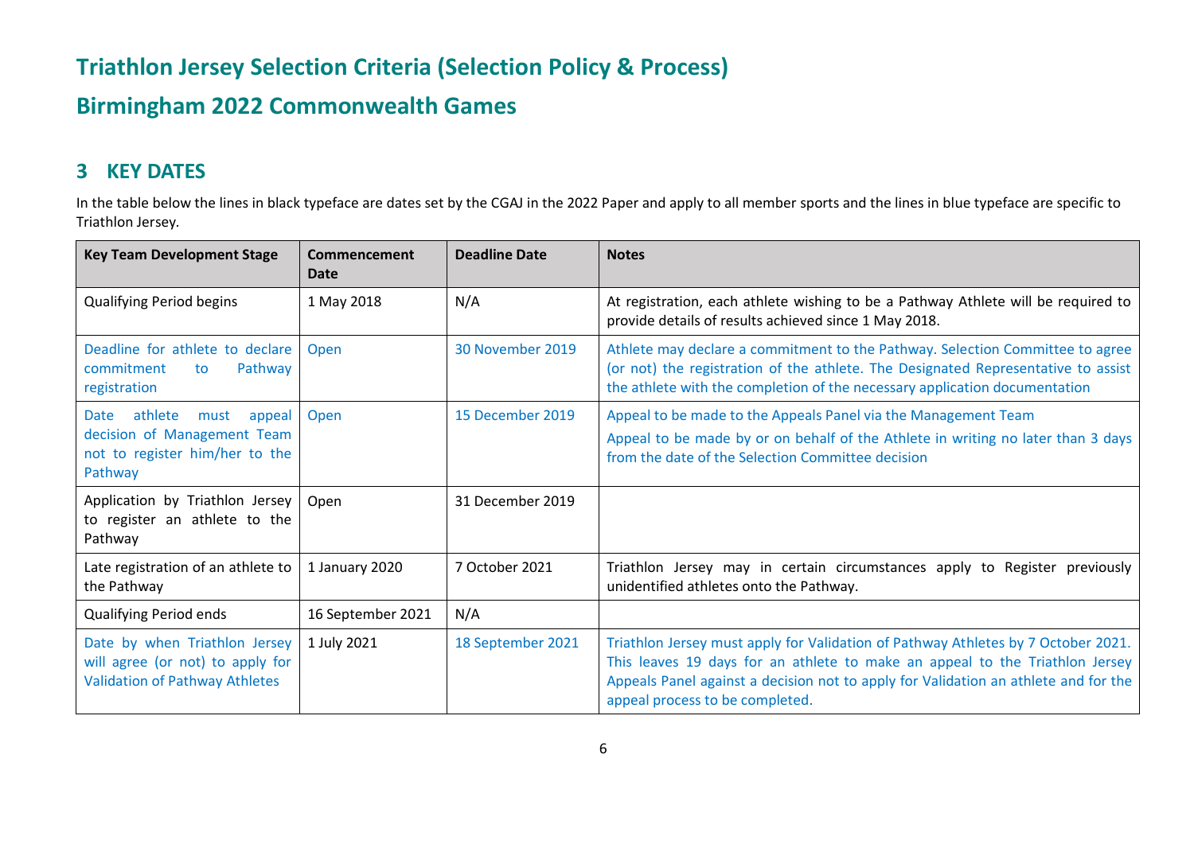# Triathlon Jersey Selection Criteria (Selection Policy & Process)

# Birmingham 2022 Commonwealth Games

## 3 KEY DATES

In the table below the lines in black typeface are dates set by the CGAJ in the 2022 Paper and apply to all member sports and the lines in blue typeface are specific to Triathlon Jersey.

| Key Team Development Stage | Commencement Date | Deadline Date | Notes |
|---|---|---|---|
| Qualifying Period begins | 1 May 2018 | N/A | At registration, each athlete wishing to be a Pathway Athlete will be required to provide details of results achieved since 1 May 2018. |
| Deadline for athlete to declare commitment to Pathway registration | Open | 30 November 2019 | Athlete may declare a commitment to the Pathway. Selection Committee to agree (or not) the registration of the athlete. The Designated Representative to assist the athlete with the completion of the necessary application documentation |
| Date athlete must appeal decision of Management Team not to register him/her to the Pathway | Open | 15 December 2019 | Appeal to be made to the Appeals Panel via the Management Team<br>Appeal to be made by or on behalf of the Athlete in writing no later than 3 days from the date of the Selection Committee decision |
| Application by Triathlon Jersey to register an athlete to the Pathway | Open | 31 December 2019 | |
| Late registration of an athlete to the Pathway | 1 January 2020 | 7 October 2021 | Triathlon Jersey may in certain circumstances apply to Register previously unidentified athletes onto the Pathway. |
| Qualifying Period ends | 16 September 2021 | N/A | |
| Date by when Triathlon Jersey will agree (or not) to apply for Validation of Pathway Athletes | 1 July 2021 | 18 September 2021 | Triathlon Jersey must apply for Validation of Pathway Athletes by 7 October 2021. This leaves 19 days for an athlete to make an appeal to the Triathlon Jersey Appeals Panel against a decision not to apply for Validation an athlete and for the appeal process to be completed. |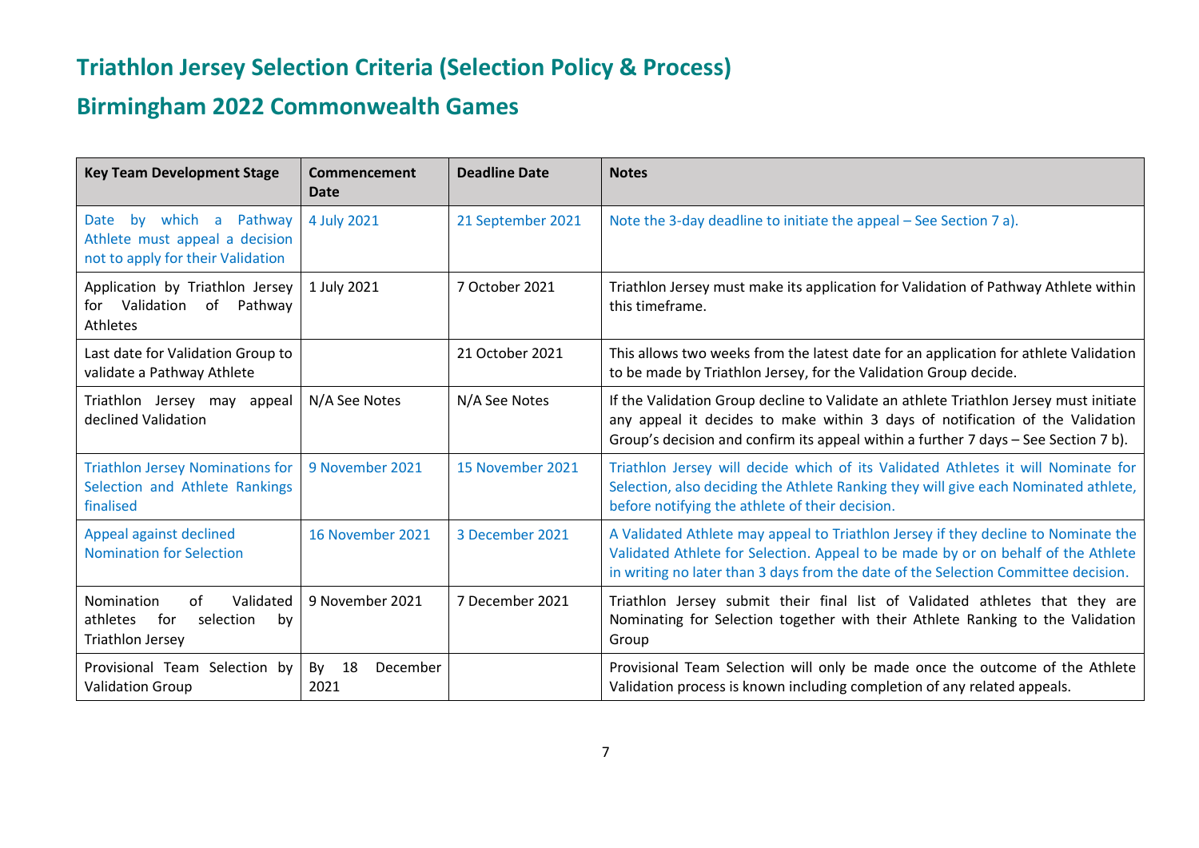# Triathlon Jersey Selection Criteria (Selection Policy & Process)

# Birmingham 2022 Commonwealth Games

| Key Team Development Stage | Commencement Date | Deadline Date | Notes |
|---|---|---|---|
| Date by which a Pathway Athlete must appeal a decision not to apply for their Validation | 4 July 2021 | 21 September 2021 | Note the 3-day deadline to initiate the appeal – See Section 7 a). |
| Application by Triathlon Jersey for Validation of Pathway Athletes | 1 July 2021 | 7 October 2021 | Triathlon Jersey must make its application for Validation of Pathway Athlete within this timeframe. |
| Last date for Validation Group to validate a Pathway Athlete | | 21 October 2021 | This allows two weeks from the latest date for an application for athlete Validation to be made by Triathlon Jersey, for the Validation Group decide. |
| Triathlon Jersey may appeal declined Validation | N/A See Notes | N/A See Notes | If the Validation Group decline to Validate an athlete Triathlon Jersey must initiate any appeal it decides to make within 3 days of notification of the Validation Group's decision and confirm its appeal within a further 7 days – See Section 7 b). |
| Triathlon Jersey Nominations for Selection and Athlete Rankings finalised | 9 November 2021 | 15 November 2021 | Triathlon Jersey will decide which of its Validated Athletes it will Nominate for Selection, also deciding the Athlete Ranking they will give each Nominated athlete, before notifying the athlete of their decision. |
| Appeal against declined Nomination for Selection | 16 November 2021 | 3 December 2021 | A Validated Athlete may appeal to Triathlon Jersey if they decline to Nominate the Validated Athlete for Selection. Appeal to be made by or on behalf of the Athlete in writing no later than 3 days from the date of the Selection Committee decision. |
| Nomination of Validated athletes for selection by Triathlon Jersey | 9 November 2021 | 7 December 2021 | Triathlon Jersey submit their final list of Validated athletes that they are Nominating for Selection together with their Athlete Ranking to the Validation Group |
| Provisional Team Selection by Validation Group | By 18 December 2021 | | Provisional Team Selection will only be made once the outcome of the Athlete Validation process is known including completion of any related appeals. |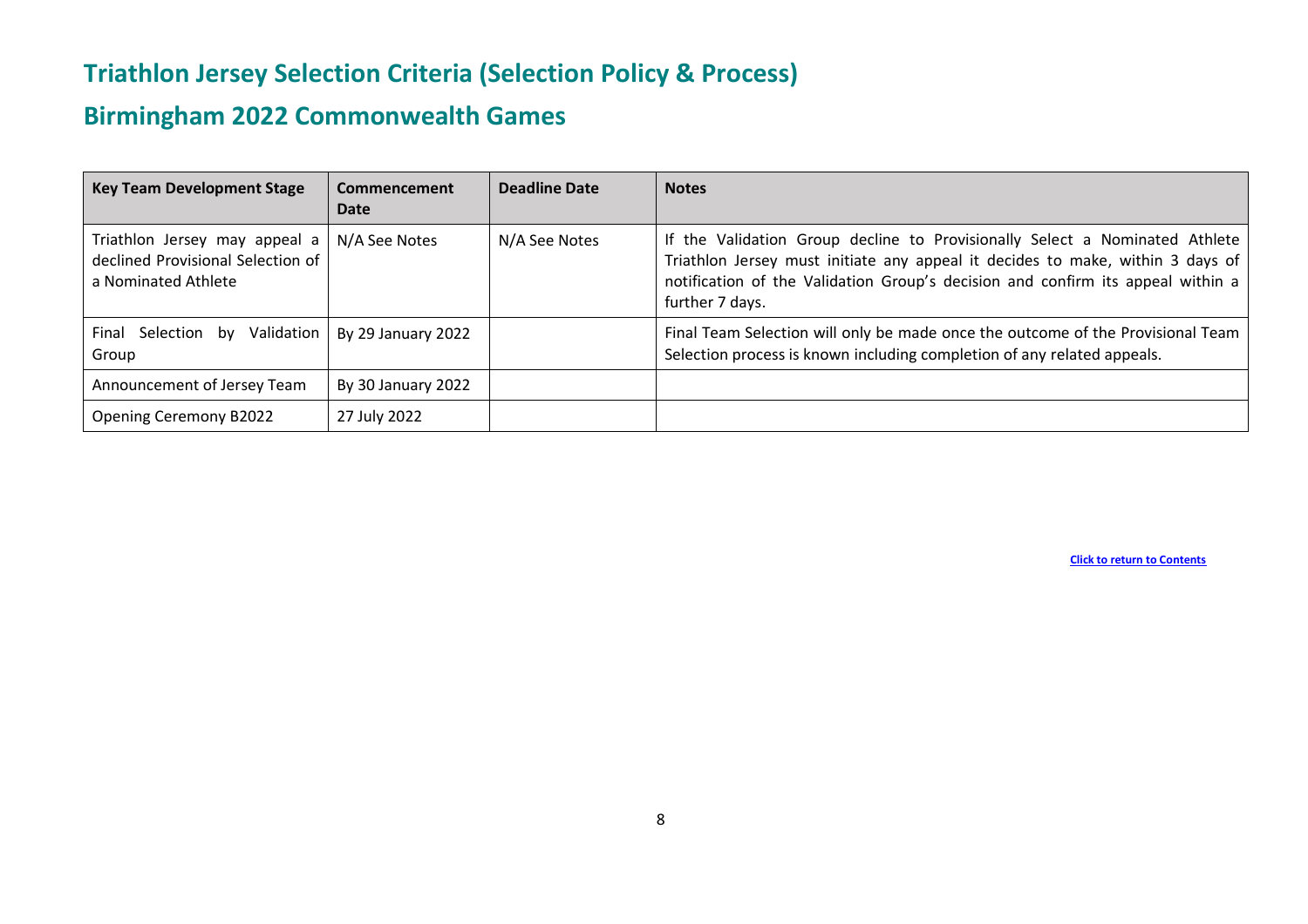# Triathlon Jersey Selection Criteria (Selection Policy & Process)

## Birmingham 2022 Commonwealth Games

| Key Team Development Stage | Commencement Date | Deadline Date | Notes |
|---|---|---|---|
| Triathlon Jersey may appeal a declined Provisional Selection of a Nominated Athlete | N/A See Notes | N/A See Notes | If the Validation Group decline to Provisionally Select a Nominated Athlete Triathlon Jersey must initiate any appeal it decides to make, within 3 days of notification of the Validation Group's decision and confirm its appeal within a further 7 days. |
| Final Selection by Validation Group | By 29 January 2022 | | Final Team Selection will only be made once the outcome of the Provisional Team Selection process is known including completion of any related appeals. |
| Announcement of Jersey Team | By 30 January 2022 | | |
| Opening Ceremony B2022 | 27 July 2022 | | |

**Click to return to Contents**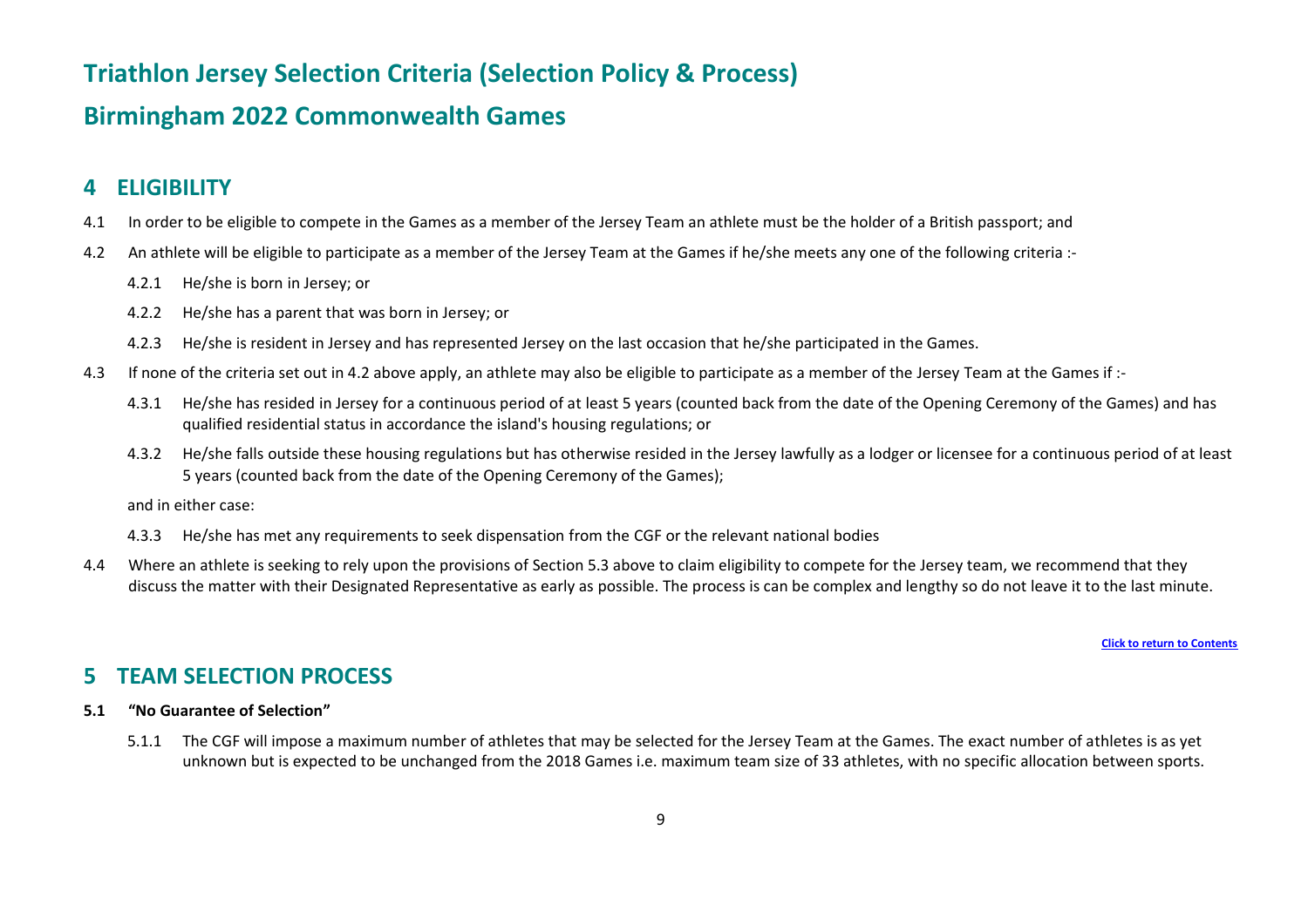# Triathlon Jersey Selection Criteria (Selection Policy & Process)

# Birmingham 2022 Commonwealth Games

## 4 ELIGIBILITY

4.1 In order to be eligible to compete in the Games as a member of the Jersey Team an athlete must be the holder of a British passport; and

4.2 An athlete will be eligible to participate as a member of the Jersey Team at the Games if he/she meets any one of the following criteria :-

- 4.2.1 He/she is born in Jersey; or
- 4.2.2 He/she has a parent that was born in Jersey; or
- 4.2.3 He/she is resident in Jersey and has represented Jersey on the last occasion that he/she participated in the Games.

4.3 If none of the criteria set out in 4.2 above apply, an athlete may also be eligible to participate as a member of the Jersey Team at the Games if :-

- 4.3.1 He/she has resided in Jersey for a continuous period of at least 5 years (counted back from the date of the Opening Ceremony of the Games) and has qualified residential status in accordance the island's housing regulations; or
- 4.3.2 He/she falls outside these housing regulations but has otherwise resided in the Jersey lawfully as a lodger or licensee for a continuous period of at least 5 years (counted back from the date of the Opening Ceremony of the Games);

and in either case:

- 4.3.3 He/she has met any requirements to seek dispensation from the CGF or the relevant national bodies

4.4 Where an athlete is seeking to rely upon the provisions of Section 5.3 above to claim eligibility to compete for the Jersey team, we recommend that they discuss the matter with their Designated Representative as early as possible. The process is can be complex and lengthy so do not leave it to the last minute.

Click to return to Contents

## 5 TEAM SELECTION PROCESS

### 5.1 "No Guarantee of Selection"

5.1.1 The CGF will impose a maximum number of athletes that may be selected for the Jersey Team at the Games. The exact number of athletes is as yet unknown but is expected to be unchanged from the 2018 Games i.e. maximum team size of 33 athletes, with no specific allocation between sports.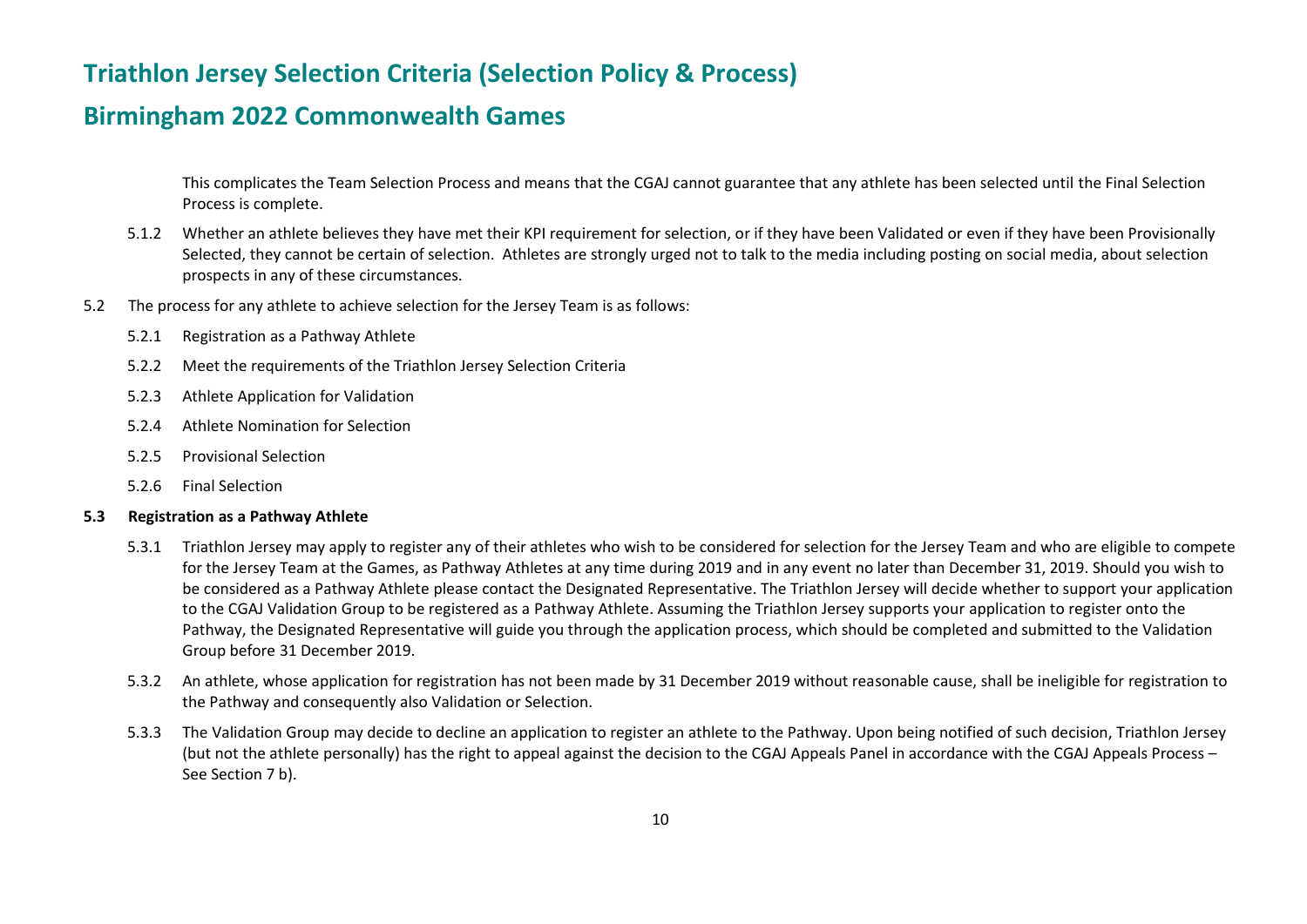This complicates the Team Selection Process and means that the CGAJ cannot guarantee that any athlete has been selected until the Final Selection Process is complete.

5.1.2 Whether an athlete believes they have met their KPI requirement for selection, or if they have been Validated or even if they have been Provisionally Selected, they cannot be certain of selection. Athletes are strongly urged not to talk to the media including posting on social media, about selection prospects in any of these circumstances.

5.2 The process for any athlete to achieve selection for the Jersey Team is as follows:

5.2.1 Registration as a Pathway Athlete

5.2.2 Meet the requirements of the Triathlon Jersey Selection Criteria

5.2.3 Athlete Application for Validation

5.2.4 Athlete Nomination for Selection

5.2.5 Provisional Selection

5.2.6 Final Selection

**5.3 Registration as a Pathway Athlete**

5.3.1 Triathlon Jersey may apply to register any of their athletes who wish to be considered for selection for the Jersey Team and who are eligible to compete for the Jersey Team at the Games, as Pathway Athletes at any time during 2019 and in any event no later than December 31, 2019. Should you wish to be considered as a Pathway Athlete please contact the Designated Representative. The Triathlon Jersey will decide whether to support your application to the CGAJ Validation Group to be registered as a Pathway Athlete. Assuming the Triathlon Jersey supports your application to register onto the Pathway, the Designated Representative will guide you through the application process, which should be completed and submitted to the Validation Group before 31 December 2019.

5.3.2 An athlete, whose application for registration has not been made by 31 December 2019 without reasonable cause, shall be ineligible for registration to the Pathway and consequently also Validation or Selection.

5.3.3 The Validation Group may decide to decline an application to register an athlete to the Pathway. Upon being notified of such decision, Triathlon Jersey (but not the athlete personally) has the right to appeal against the decision to the CGAJ Appeals Panel in accordance with the CGAJ Appeals Process – See Section 7 b).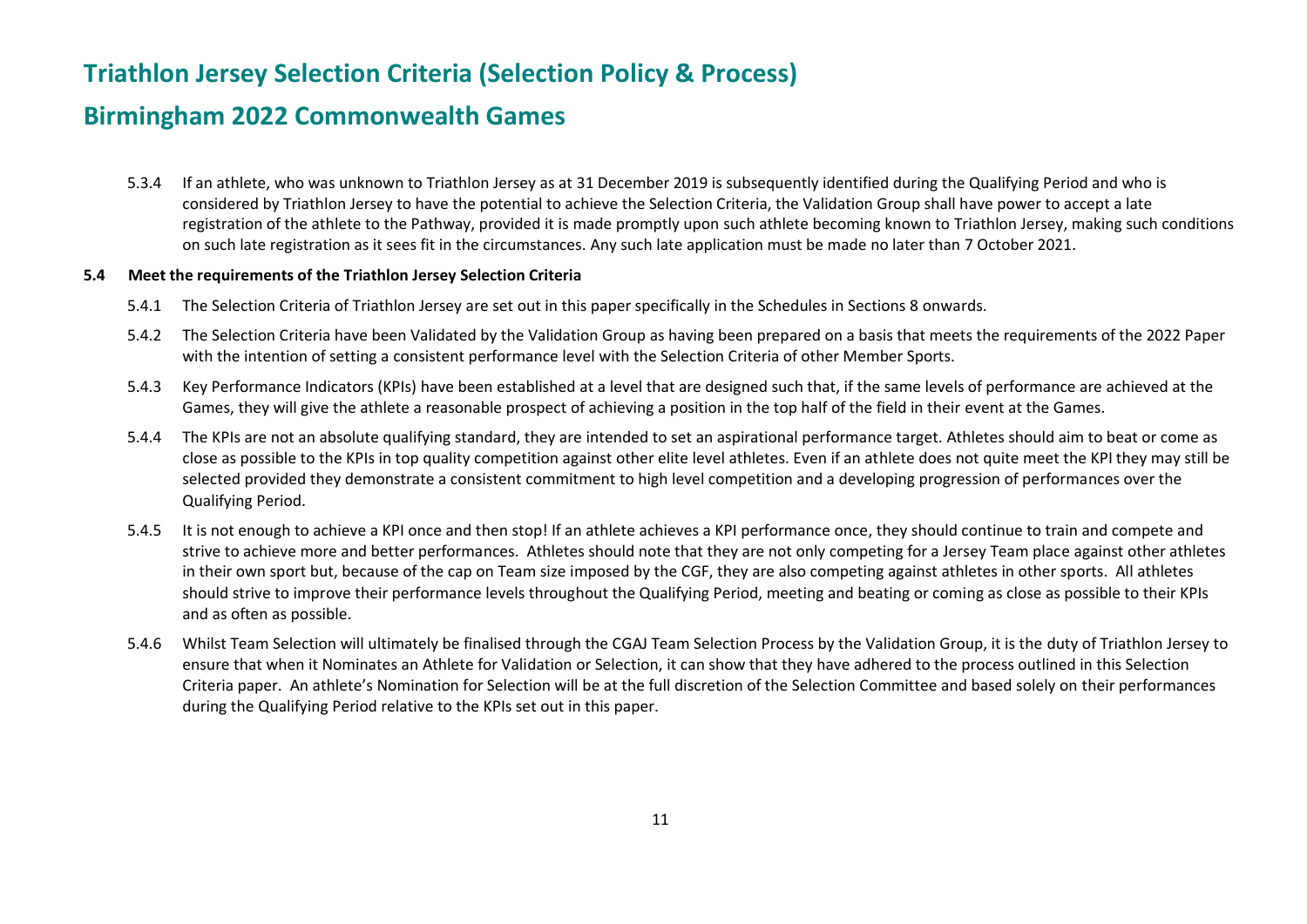5.3.4 If an athlete, who was unknown to Triathlon Jersey as at 31 December 2019 is subsequently identified during the Qualifying Period and who is considered by Triathlon Jersey to have the potential to achieve the Selection Criteria, the Validation Group shall have power to accept a late registration of the athlete to the Pathway, provided it is made promptly upon such athlete becoming known to Triathlon Jersey, making such conditions on such late registration as it sees fit in the circumstances. Any such late application must be made no later than 7 October 2021.

**5.4 Meet the requirements of the Triathlon Jersey Selection Criteria**

5.4.1 The Selection Criteria of Triathlon Jersey are set out in this paper specifically in the Schedules in Sections 8 onwards.

5.4.2 The Selection Criteria have been Validated by the Validation Group as having been prepared on a basis that meets the requirements of the 2022 Paper with the intention of setting a consistent performance level with the Selection Criteria of other Member Sports.

5.4.3 Key Performance Indicators (KPIs) have been established at a level that are designed such that, if the same levels of performance are achieved at the Games, they will give the athlete a reasonable prospect of achieving a position in the top half of the field in their event at the Games.

5.4.4 The KPIs are not an absolute qualifying standard, they are intended to set an aspirational performance target. Athletes should aim to beat or come as close as possible to the KPIs in top quality competition against other elite level athletes. Even if an athlete does not quite meet the KPI they may still be selected provided they demonstrate a consistent commitment to high level competition and a developing progression of performances over the Qualifying Period.

5.4.5 It is not enough to achieve a KPI once and then stop! If an athlete achieves a KPI performance once, they should continue to train and compete and strive to achieve more and better performances. Athletes should note that they are not only competing for a Jersey Team place against other athletes in their own sport but, because of the cap on Team size imposed by the CGF, they are also competing against athletes in other sports. All athletes should strive to improve their performance levels throughout the Qualifying Period, meeting and beating or coming as close as possible to their KPIs and as often as possible.

5.4.6 Whilst Team Selection will ultimately be finalised through the CGAJ Team Selection Process by the Validation Group, it is the duty of Triathlon Jersey to ensure that when it Nominates an Athlete for Validation or Selection, it can show that they have adhered to the process outlined in this Selection Criteria paper. An athlete's Nomination for Selection will be at the full discretion of the Selection Committee and based solely on their performances during the Qualifying Period relative to the KPIs set out in this paper.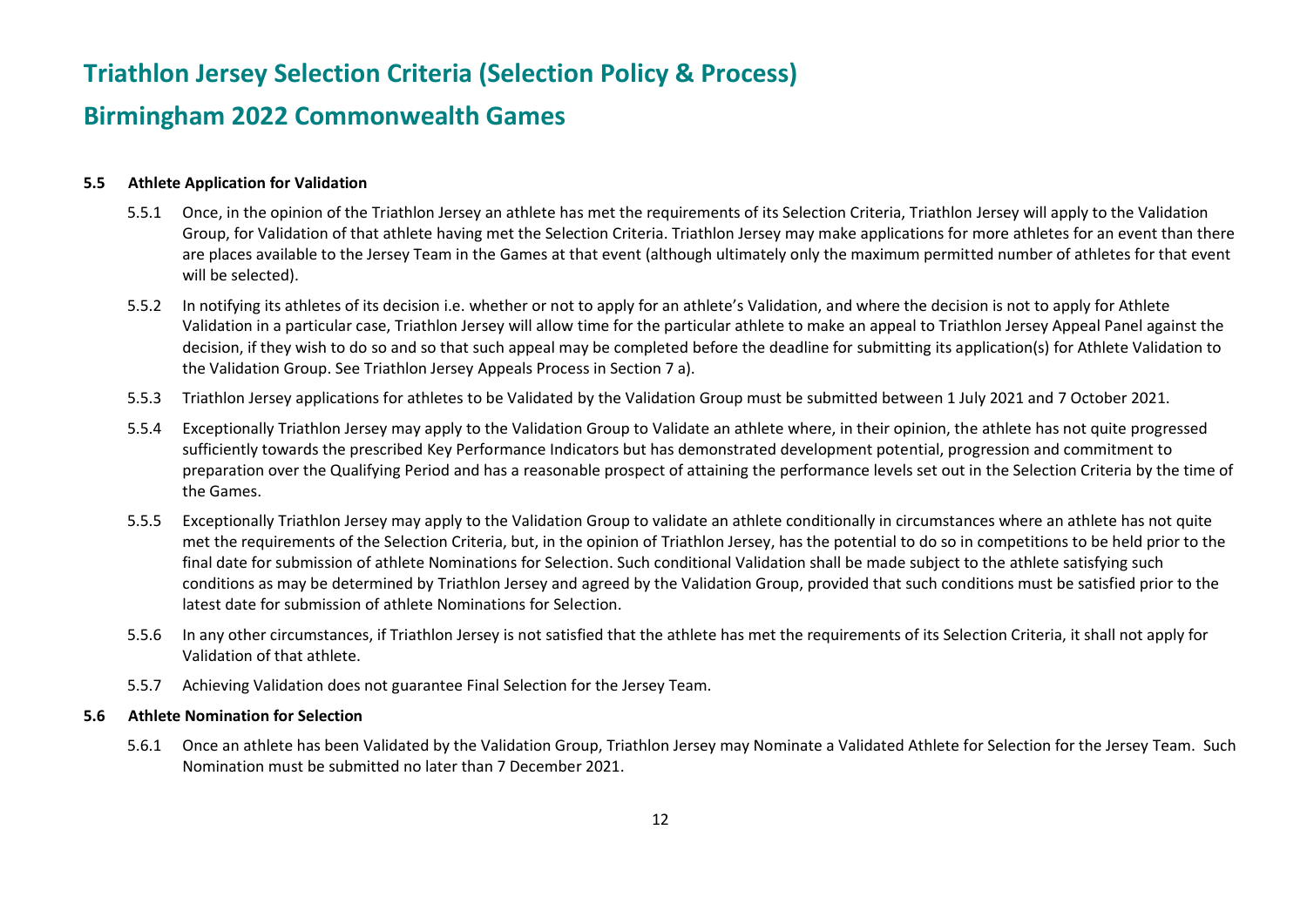### 5.5 Athlete Application for Validation

5.5.1 Once, in the opinion of the Triathlon Jersey an athlete has met the requirements of its Selection Criteria, Triathlon Jersey will apply to the Validation Group, for Validation of that athlete having met the Selection Criteria. Triathlon Jersey may make applications for more athletes for an event than there are places available to the Jersey Team in the Games at that event (although ultimately only the maximum permitted number of athletes for that event will be selected).

5.5.2 In notifying its athletes of its decision i.e. whether or not to apply for an athlete's Validation, and where the decision is not to apply for Athlete Validation in a particular case, Triathlon Jersey will allow time for the particular athlete to make an appeal to Triathlon Jersey Appeal Panel against the decision, if they wish to do so and so that such appeal may be completed before the deadline for submitting its application(s) for Athlete Validation to the Validation Group. See Triathlon Jersey Appeals Process in Section 7 a).

5.5.3 Triathlon Jersey applications for athletes to be Validated by the Validation Group must be submitted between 1 July 2021 and 7 October 2021.

5.5.4 Exceptionally Triathlon Jersey may apply to the Validation Group to Validate an athlete where, in their opinion, the athlete has not quite progressed sufficiently towards the prescribed Key Performance Indicators but has demonstrated development potential, progression and commitment to preparation over the Qualifying Period and has a reasonable prospect of attaining the performance levels set out in the Selection Criteria by the time of the Games.

5.5.5 Exceptionally Triathlon Jersey may apply to the Validation Group to validate an athlete conditionally in circumstances where an athlete has not quite met the requirements of the Selection Criteria, but, in the opinion of Triathlon Jersey, has the potential to do so in competitions to be held prior to the final date for submission of athlete Nominations for Selection. Such conditional Validation shall be made subject to the athlete satisfying such conditions as may be determined by Triathlon Jersey and agreed by the Validation Group, provided that such conditions must be satisfied prior to the latest date for submission of athlete Nominations for Selection.

5.5.6 In any other circumstances, if Triathlon Jersey is not satisfied that the athlete has met the requirements of its Selection Criteria, it shall not apply for Validation of that athlete.

5.5.7 Achieving Validation does not guarantee Final Selection for the Jersey Team.

### 5.6 Athlete Nomination for Selection

5.6.1 Once an athlete has been Validated by the Validation Group, Triathlon Jersey may Nominate a Validated Athlete for Selection for the Jersey Team. Such Nomination must be submitted no later than 7 December 2021.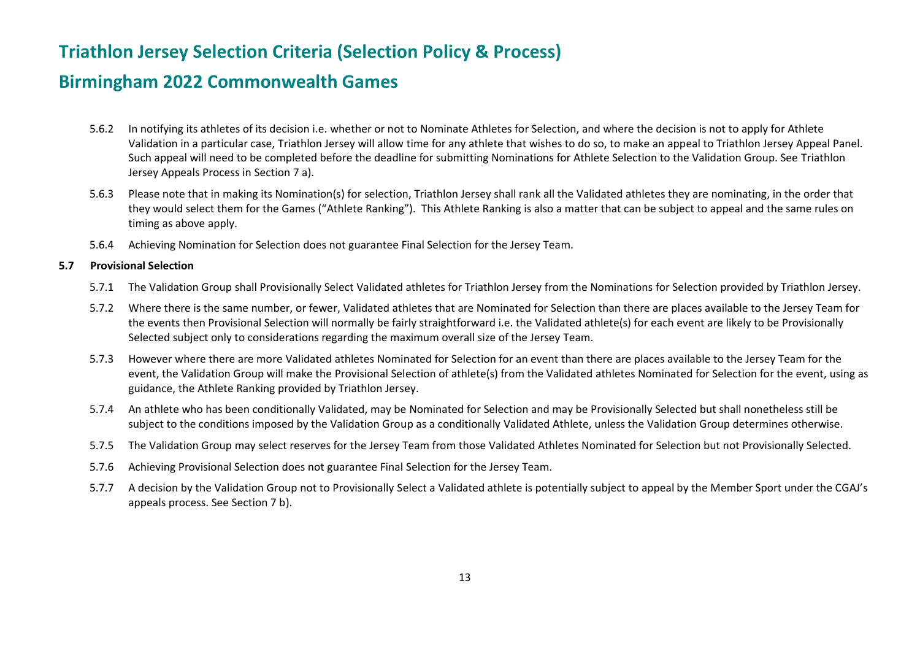5.6.2 In notifying its athletes of its decision i.e. whether or not to Nominate Athletes for Selection, and where the decision is not to apply for Athlete Validation in a particular case, Triathlon Jersey will allow time for any athlete that wishes to do so, to make an appeal to Triathlon Jersey Appeal Panel. Such appeal will need to be completed before the deadline for submitting Nominations for Athlete Selection to the Validation Group. See Triathlon Jersey Appeals Process in Section 7 a).

5.6.3 Please note that in making its Nomination(s) for selection, Triathlon Jersey shall rank all the Validated athletes they are nominating, in the order that they would select them for the Games ("Athlete Ranking"). This Athlete Ranking is also a matter that can be subject to appeal and the same rules on timing as above apply.

5.6.4 Achieving Nomination for Selection does not guarantee Final Selection for the Jersey Team.

**5.7 Provisional Selection**

5.7.1 The Validation Group shall Provisionally Select Validated athletes for Triathlon Jersey from the Nominations for Selection provided by Triathlon Jersey.

5.7.2 Where there is the same number, or fewer, Validated athletes that are Nominated for Selection than there are places available to the Jersey Team for the events then Provisional Selection will normally be fairly straightforward i.e. the Validated athlete(s) for each event are likely to be Provisionally Selected subject only to considerations regarding the maximum overall size of the Jersey Team.

5.7.3 However where there are more Validated athletes Nominated for Selection for an event than there are places available to the Jersey Team for the event, the Validation Group will make the Provisional Selection of athlete(s) from the Validated athletes Nominated for Selection for the event, using as guidance, the Athlete Ranking provided by Triathlon Jersey.

5.7.4 An athlete who has been conditionally Validated, may be Nominated for Selection and may be Provisionally Selected but shall nonetheless still be subject to the conditions imposed by the Validation Group as a conditionally Validated Athlete, unless the Validation Group determines otherwise.

5.7.5 The Validation Group may select reserves for the Jersey Team from those Validated Athletes Nominated for Selection but not Provisionally Selected.

5.7.6 Achieving Provisional Selection does not guarantee Final Selection for the Jersey Team.

5.7.7 A decision by the Validation Group not to Provisionally Select a Validated athlete is potentially subject to appeal by the Member Sport under the CGAJ's appeals process. See Section 7 b).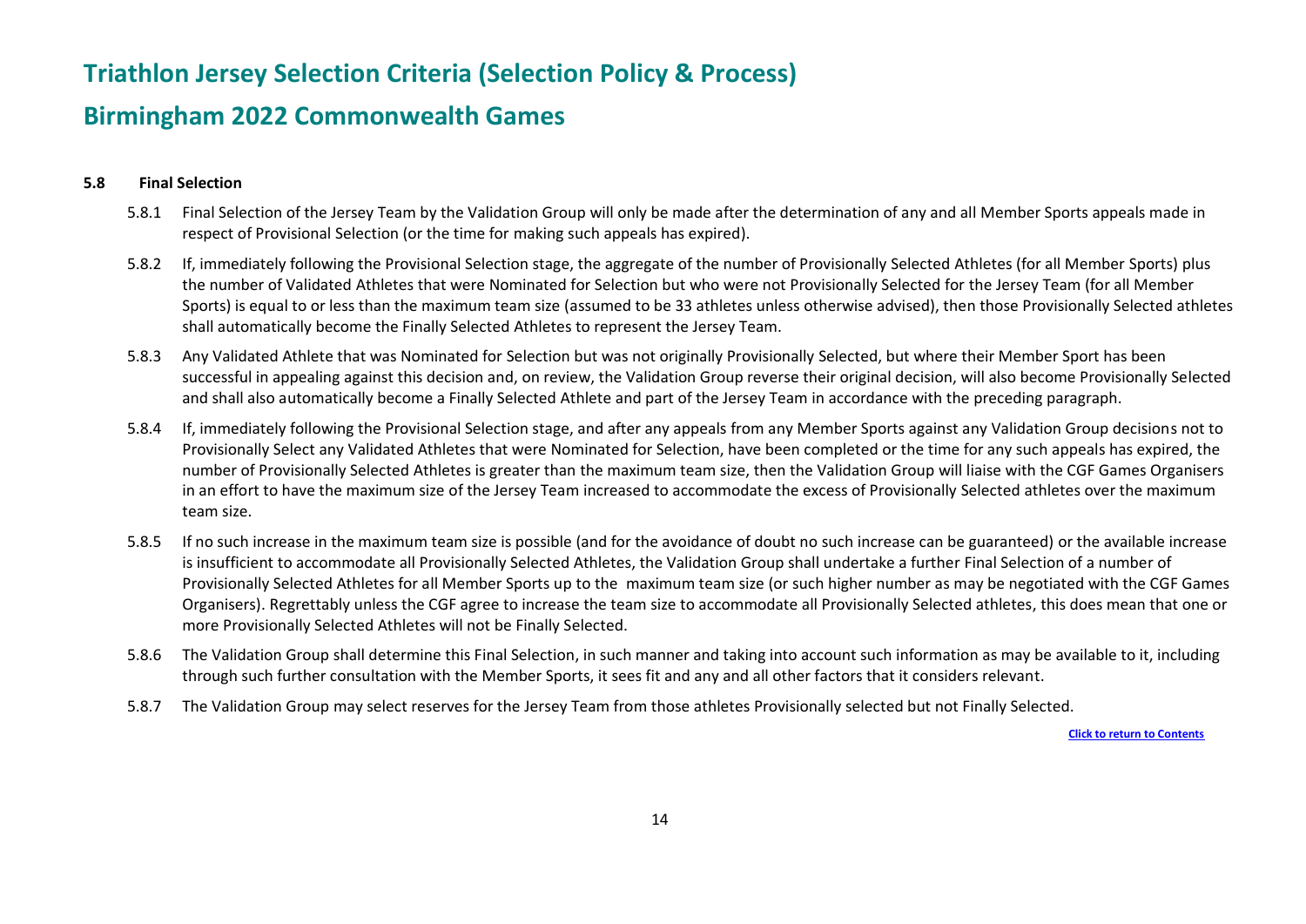### 5.8 Final Selection

5.8.1 Final Selection of the Jersey Team by the Validation Group will only be made after the determination of any and all Member Sports appeals made in respect of Provisional Selection (or the time for making such appeals has expired).

5.8.2 If, immediately following the Provisional Selection stage, the aggregate of the number of Provisionally Selected Athletes (for all Member Sports) plus the number of Validated Athletes that were Nominated for Selection but who were not Provisionally Selected for the Jersey Team (for all Member Sports) is equal to or less than the maximum team size (assumed to be 33 athletes unless otherwise advised), then those Provisionally Selected athletes shall automatically become the Finally Selected Athletes to represent the Jersey Team.

5.8.3 Any Validated Athlete that was Nominated for Selection but was not originally Provisionally Selected, but where their Member Sport has been successful in appealing against this decision and, on review, the Validation Group reverse their original decision, will also become Provisionally Selected and shall also automatically become a Finally Selected Athlete and part of the Jersey Team in accordance with the preceding paragraph.

5.8.4 If, immediately following the Provisional Selection stage, and after any appeals from any Member Sports against any Validation Group decisions not to Provisionally Select any Validated Athletes that were Nominated for Selection, have been completed or the time for any such appeals has expired, the number of Provisionally Selected Athletes is greater than the maximum team size, then the Validation Group will liaise with the CGF Games Organisers in an effort to have the maximum size of the Jersey Team increased to accommodate the excess of Provisionally Selected athletes over the maximum team size.

5.8.5 If no such increase in the maximum team size is possible (and for the avoidance of doubt no such increase can be guaranteed) or the available increase is insufficient to accommodate all Provisionally Selected Athletes, the Validation Group shall undertake a further Final Selection of a number of Provisionally Selected Athletes for all Member Sports up to the maximum team size (or such higher number as may be negotiated with the CGF Games Organisers). Regrettably unless the CGF agree to increase the team size to accommodate all Provisionally Selected athletes, this does mean that one or more Provisionally Selected Athletes will not be Finally Selected.

5.8.6 The Validation Group shall determine this Final Selection, in such manner and taking into account such information as may be available to it, including through such further consultation with the Member Sports, it sees fit and any and all other factors that it considers relevant.

5.8.7 The Validation Group may select reserves for the Jersey Team from those athletes Provisionally selected but not Finally Selected.

Click to return to Contents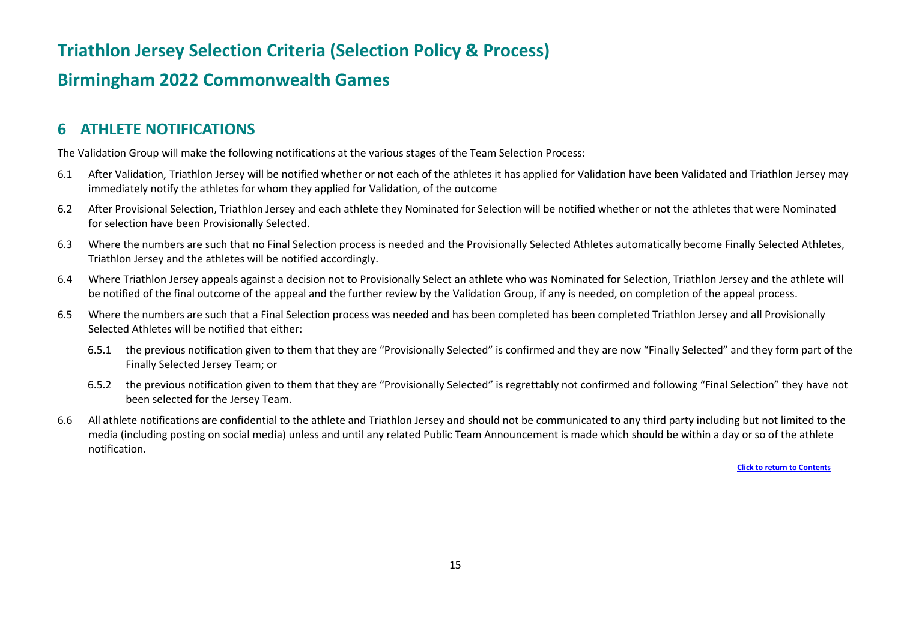# Triathlon Jersey Selection Criteria (Selection Policy & Process)

# Birmingham 2022 Commonwealth Games

## 6 ATHLETE NOTIFICATIONS

The Validation Group will make the following notifications at the various stages of the Team Selection Process:

6.1 After Validation, Triathlon Jersey will be notified whether or not each of the athletes it has applied for Validation have been Validated and Triathlon Jersey may immediately notify the athletes for whom they applied for Validation, of the outcome

6.2 After Provisional Selection, Triathlon Jersey and each athlete they Nominated for Selection will be notified whether or not the athletes that were Nominated for selection have been Provisionally Selected.

6.3 Where the numbers are such that no Final Selection process is needed and the Provisionally Selected Athletes automatically become Finally Selected Athletes, Triathlon Jersey and the athletes will be notified accordingly.

6.4 Where Triathlon Jersey appeals against a decision not to Provisionally Select an athlete who was Nominated for Selection, Triathlon Jersey and the athlete will be notified of the final outcome of the appeal and the further review by the Validation Group, if any is needed, on completion of the appeal process.

6.5 Where the numbers are such that a Final Selection process was needed and has been completed has been completed Triathlon Jersey and all Provisionally Selected Athletes will be notified that either:

6.5.1 the previous notification given to them that they are "Provisionally Selected" is confirmed and they are now "Finally Selected" and they form part of the Finally Selected Jersey Team; or

6.5.2 the previous notification given to them that they are "Provisionally Selected" is regrettably not confirmed and following "Final Selection" they have not been selected for the Jersey Team.

6.6 All athlete notifications are confidential to the athlete and Triathlon Jersey and should not be communicated to any third party including but not limited to the media (including posting on social media) unless and until any related Public Team Announcement is made which should be within a day or so of the athlete notification.

Click to return to Contents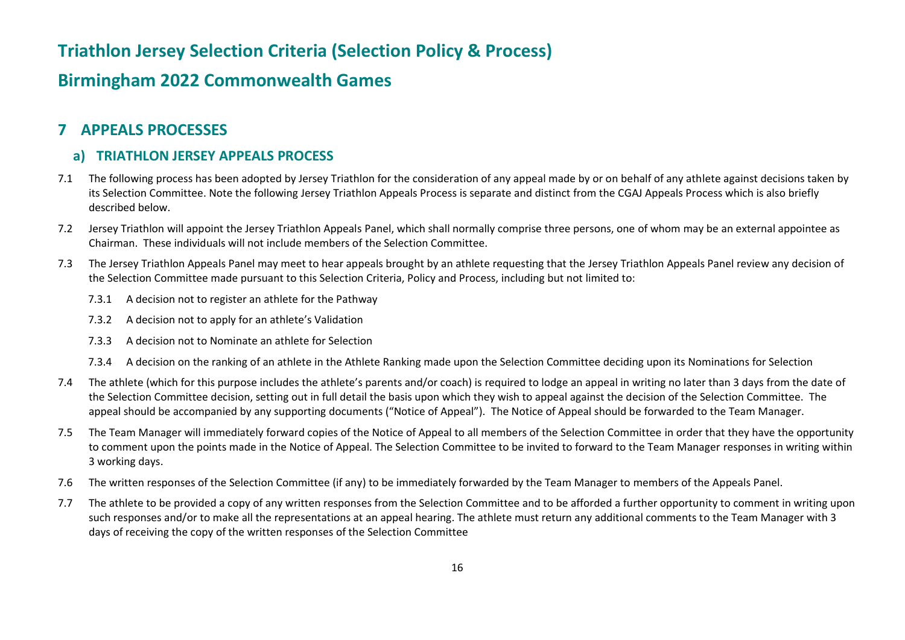# Triathlon Jersey Selection Criteria (Selection Policy & Process)

# Birmingham 2022 Commonwealth Games

## 7 APPEALS PROCESSES

### a) TRIATHLON JERSEY APPEALS PROCESS

7.1 The following process has been adopted by Jersey Triathlon for the consideration of any appeal made by or on behalf of any athlete against decisions taken by its Selection Committee. Note the following Jersey Triathlon Appeals Process is separate and distinct from the CGAJ Appeals Process which is also briefly described below.

7.2 Jersey Triathlon will appoint the Jersey Triathlon Appeals Panel, which shall normally comprise three persons, one of whom may be an external appointee as Chairman. These individuals will not include members of the Selection Committee.

7.3 The Jersey Triathlon Appeals Panel may meet to hear appeals brought by an athlete requesting that the Jersey Triathlon Appeals Panel review any decision of the Selection Committee made pursuant to this Selection Criteria, Policy and Process, including but not limited to:

7.3.1 A decision not to register an athlete for the Pathway

7.3.2 A decision not to apply for an athlete's Validation

7.3.3 A decision not to Nominate an athlete for Selection

7.3.4 A decision on the ranking of an athlete in the Athlete Ranking made upon the Selection Committee deciding upon its Nominations for Selection

7.4 The athlete (which for this purpose includes the athlete's parents and/or coach) is required to lodge an appeal in writing no later than 3 days from the date of the Selection Committee decision, setting out in full detail the basis upon which they wish to appeal against the decision of the Selection Committee. The appeal should be accompanied by any supporting documents ("Notice of Appeal"). The Notice of Appeal should be forwarded to the Team Manager.

7.5 The Team Manager will immediately forward copies of the Notice of Appeal to all members of the Selection Committee in order that they have the opportunity to comment upon the points made in the Notice of Appeal. The Selection Committee to be invited to forward to the Team Manager responses in writing within 3 working days.

7.6 The written responses of the Selection Committee (if any) to be immediately forwarded by the Team Manager to members of the Appeals Panel.

7.7 The athlete to be provided a copy of any written responses from the Selection Committee and to be afforded a further opportunity to comment in writing upon such responses and/or to make all the representations at an appeal hearing. The athlete must return any additional comments to the Team Manager with 3 days of receiving the copy of the written responses of the Selection Committee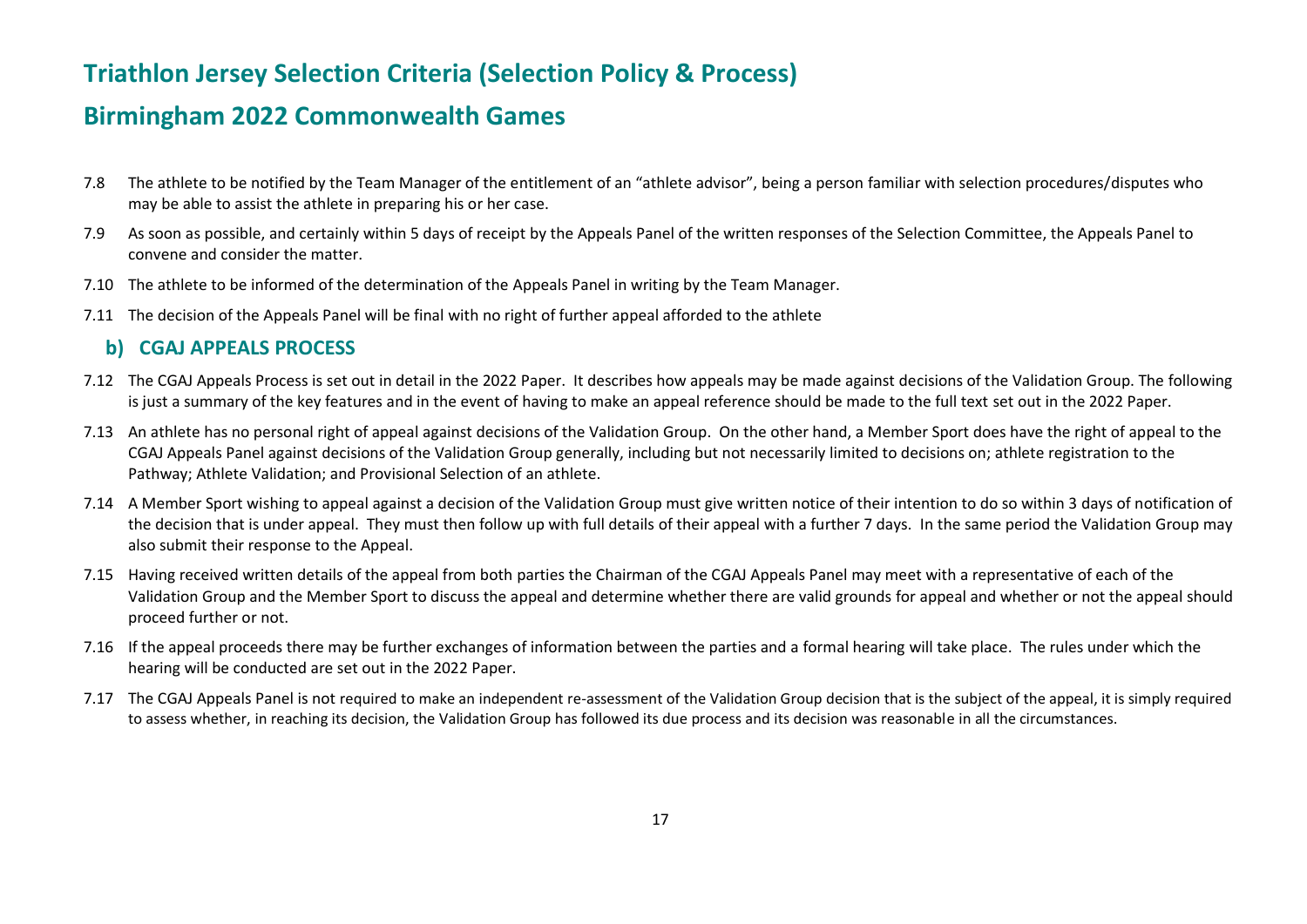7.8 The athlete to be notified by the Team Manager of the entitlement of an "athlete advisor", being a person familiar with selection procedures/disputes who may be able to assist the athlete in preparing his or her case.

7.9 As soon as possible, and certainly within 5 days of receipt by the Appeals Panel of the written responses of the Selection Committee, the Appeals Panel to convene and consider the matter.

7.10 The athlete to be informed of the determination of the Appeals Panel in writing by the Team Manager.

7.11 The decision of the Appeals Panel will be final with no right of further appeal afforded to the athlete

## b) CGAJ APPEALS PROCESS

7.12 The CGAJ Appeals Process is set out in detail in the 2022 Paper. It describes how appeals may be made against decisions of the Validation Group. The following is just a summary of the key features and in the event of having to make an appeal reference should be made to the full text set out in the 2022 Paper.

7.13 An athlete has no personal right of appeal against decisions of the Validation Group. On the other hand, a Member Sport does have the right of appeal to the CGAJ Appeals Panel against decisions of the Validation Group generally, including but not necessarily limited to decisions on; athlete registration to the Pathway; Athlete Validation; and Provisional Selection of an athlete.

7.14 A Member Sport wishing to appeal against a decision of the Validation Group must give written notice of their intention to do so within 3 days of notification of the decision that is under appeal. They must then follow up with full details of their appeal with a further 7 days. In the same period the Validation Group may also submit their response to the Appeal.

7.15 Having received written details of the appeal from both parties the Chairman of the CGAJ Appeals Panel may meet with a representative of each of the Validation Group and the Member Sport to discuss the appeal and determine whether there are valid grounds for appeal and whether or not the appeal should proceed further or not.

7.16 If the appeal proceeds there may be further exchanges of information between the parties and a formal hearing will take place. The rules under which the hearing will be conducted are set out in the 2022 Paper.

7.17 The CGAJ Appeals Panel is not required to make an independent re-assessment of the Validation Group decision that is the subject of the appeal, it is simply required to assess whether, in reaching its decision, the Validation Group has followed its due process and its decision was reasonable in all the circumstances.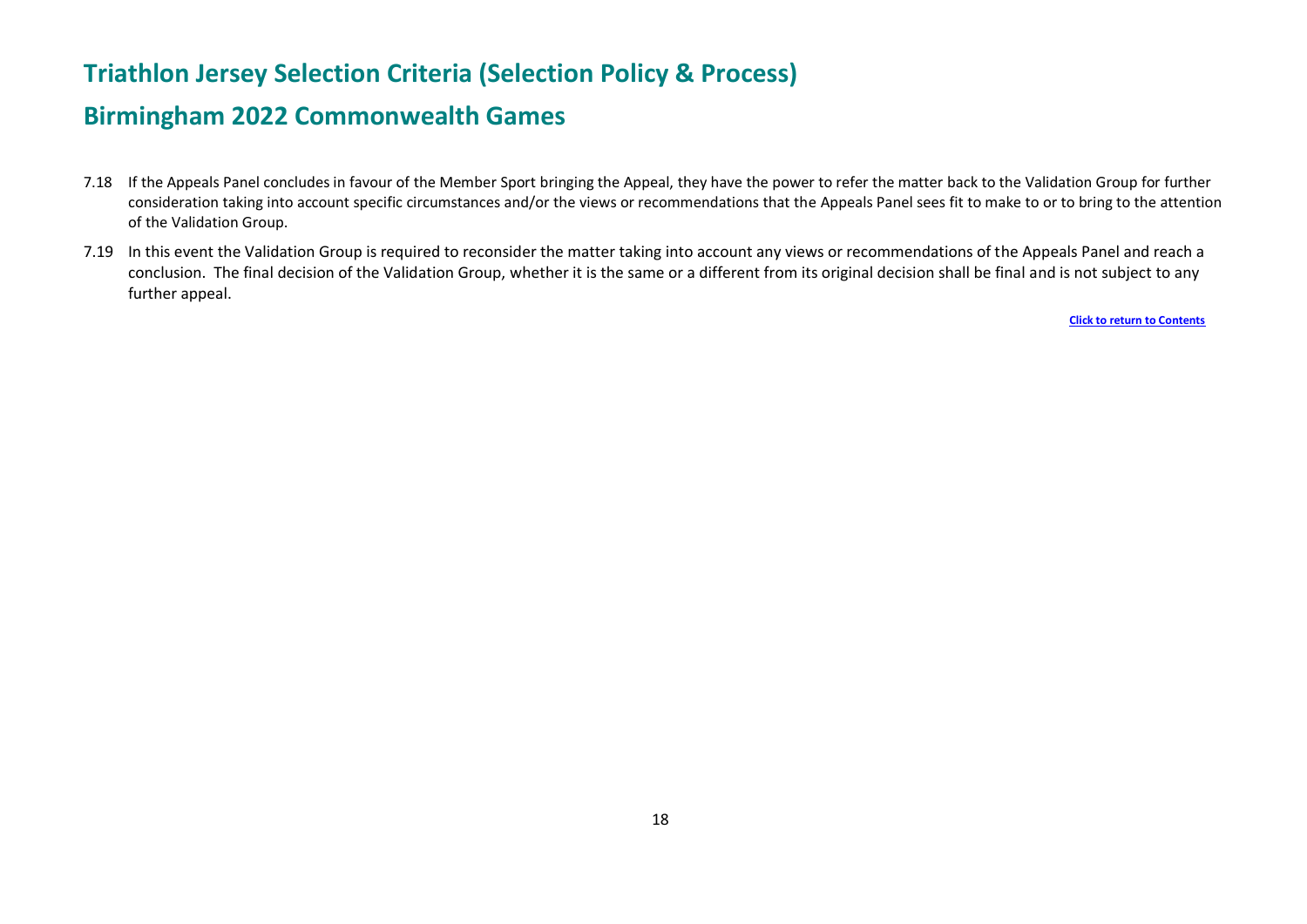7.18 If the Appeals Panel concludes in favour of the Member Sport bringing the Appeal, they have the power to refer the matter back to the Validation Group for further consideration taking into account specific circumstances and/or the views or recommendations that the Appeals Panel sees fit to make to or to bring to the attention of the Validation Group.

7.19 In this event the Validation Group is required to reconsider the matter taking into account any views or recommendations of the Appeals Panel and reach a conclusion. The final decision of the Validation Group, whether it is the same or a different from its original decision shall be final and is not subject to any further appeal.

**Click to return to Contents**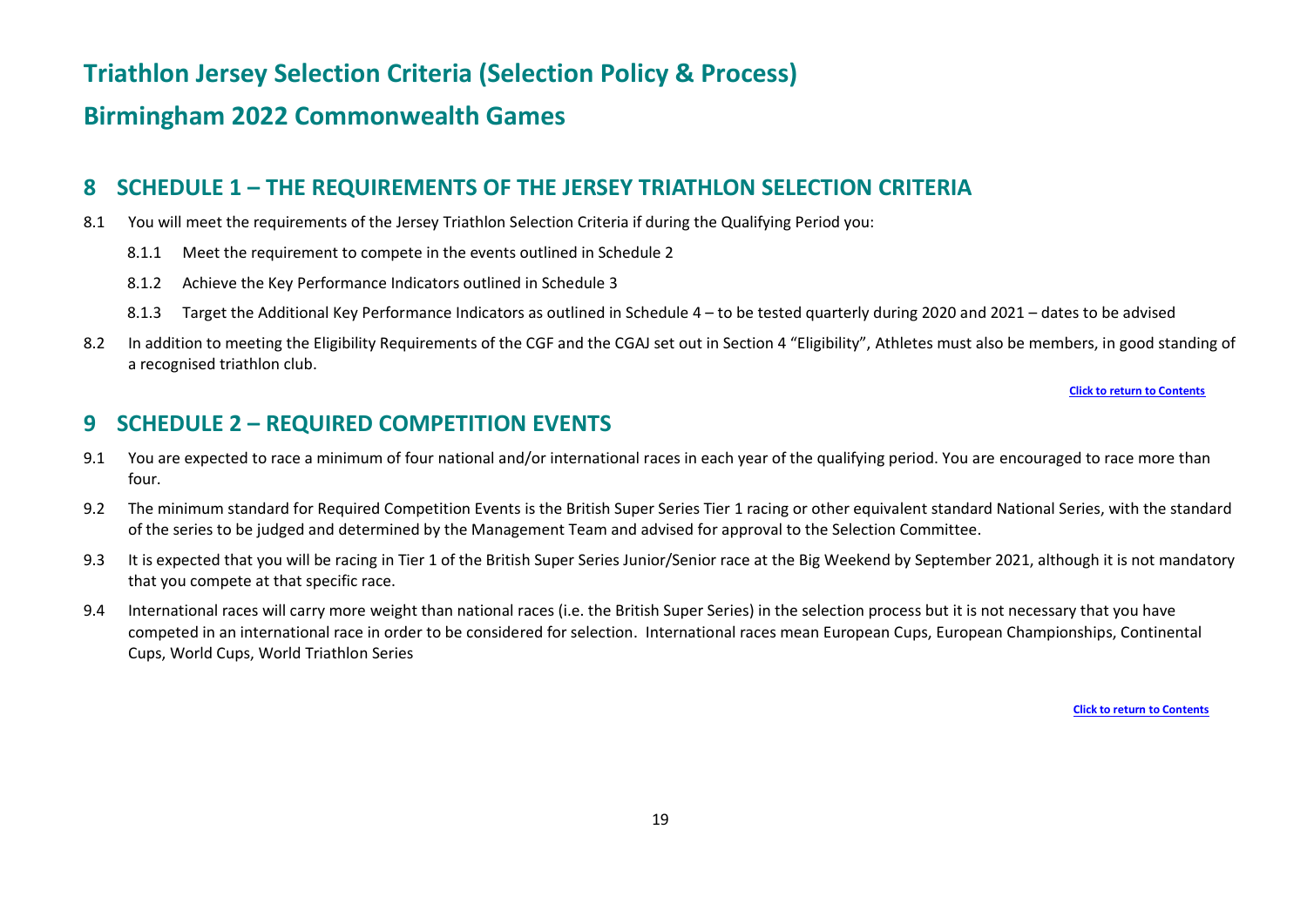# Triathlon Jersey Selection Criteria (Selection Policy & Process)

# Birmingham 2022 Commonwealth Games

## 8 SCHEDULE 1 – THE REQUIREMENTS OF THE JERSEY TRIATHLON SELECTION CRITERIA

8.1 You will meet the requirements of the Jersey Triathlon Selection Criteria if during the Qualifying Period you:

- 8.1.1 Meet the requirement to compete in the events outlined in Schedule 2
- 8.1.2 Achieve the Key Performance Indicators outlined in Schedule 3
- 8.1.3 Target the Additional Key Performance Indicators as outlined in Schedule 4 – to be tested quarterly during 2020 and 2021 – dates to be advised

8.2 In addition to meeting the Eligibility Requirements of the CGF and the CGAJ set out in Section 4 "Eligibility", Athletes must also be members, in good standing of a recognised triathlon club.

**Click to return to Contents**

## 9 SCHEDULE 2 – REQUIRED COMPETITION EVENTS

9.1 You are expected to race a minimum of four national and/or international races in each year of the qualifying period. You are encouraged to race more than four.

9.2 The minimum standard for Required Competition Events is the British Super Series Tier 1 racing or other equivalent standard National Series, with the standard of the series to be judged and determined by the Management Team and advised for approval to the Selection Committee.

9.3 It is expected that you will be racing in Tier 1 of the British Super Series Junior/Senior race at the Big Weekend by September 2021, although it is not mandatory that you compete at that specific race.

9.4 International races will carry more weight than national races (i.e. the British Super Series) in the selection process but it is not necessary that you have competed in an international race in order to be considered for selection. International races mean European Cups, European Championships, Continental Cups, World Cups, World Triathlon Series

**Click to return to Contents**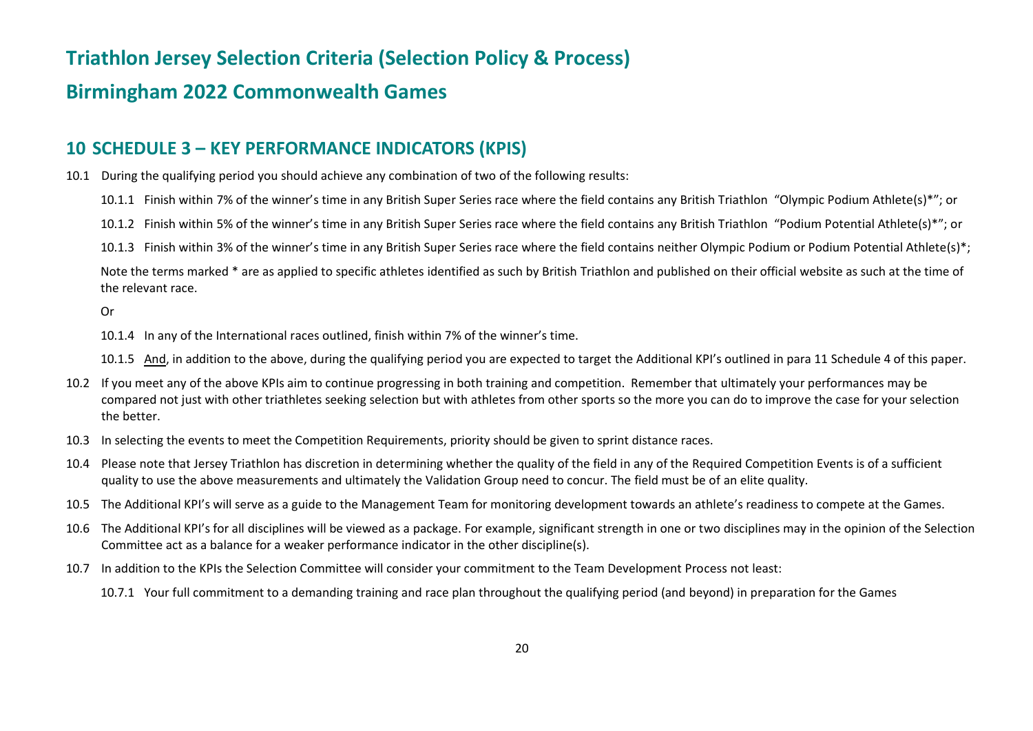# Triathlon Jersey Selection Criteria (Selection Policy & Process)

# Birmingham 2022 Commonwealth Games

## 10 SCHEDULE 3 – KEY PERFORMANCE INDICATORS (KPIS)

10.1 During the qualifying period you should achieve any combination of two of the following results:

10.1.1 Finish within 7% of the winner's time in any British Super Series race where the field contains any British Triathlon "Olympic Podium Athlete(s)*"; or

10.1.2 Finish within 5% of the winner's time in any British Super Series race where the field contains any British Triathlon "Podium Potential Athlete(s)*"; or

10.1.3 Finish within 3% of the winner's time in any British Super Series race where the field contains neither Olympic Podium or Podium Potential Athlete(s)*;

Note the terms marked * are as applied to specific athletes identified as such by British Triathlon and published on their official website as such at the time of the relevant race.

Or

10.1.4 In any of the International races outlined, finish within 7% of the winner's time.

10.1.5 <u>And</u>, in addition to the above, during the qualifying period you are expected to target the Additional KPI's outlined in para 11 Schedule 4 of this paper.

10.2 If you meet any of the above KPIs aim to continue progressing in both training and competition. Remember that ultimately your performances may be compared not just with other triathletes seeking selection but with athletes from other sports so the more you can do to improve the case for your selection the better.

10.3 In selecting the events to meet the Competition Requirements, priority should be given to sprint distance races.

10.4 Please note that Jersey Triathlon has discretion in determining whether the quality of the field in any of the Required Competition Events is of a sufficient quality to use the above measurements and ultimately the Validation Group need to concur. The field must be of an elite quality.

10.5 The Additional KPI's will serve as a guide to the Management Team for monitoring development towards an athlete's readiness to compete at the Games.

10.6 The Additional KPI's for all disciplines will be viewed as a package. For example, significant strength in one or two disciplines may in the opinion of the Selection Committee act as a balance for a weaker performance indicator in the other discipline(s).

10.7 In addition to the KPIs the Selection Committee will consider your commitment to the Team Development Process not least:

10.7.1 Your full commitment to a demanding training and race plan throughout the qualifying period (and beyond) in preparation for the Games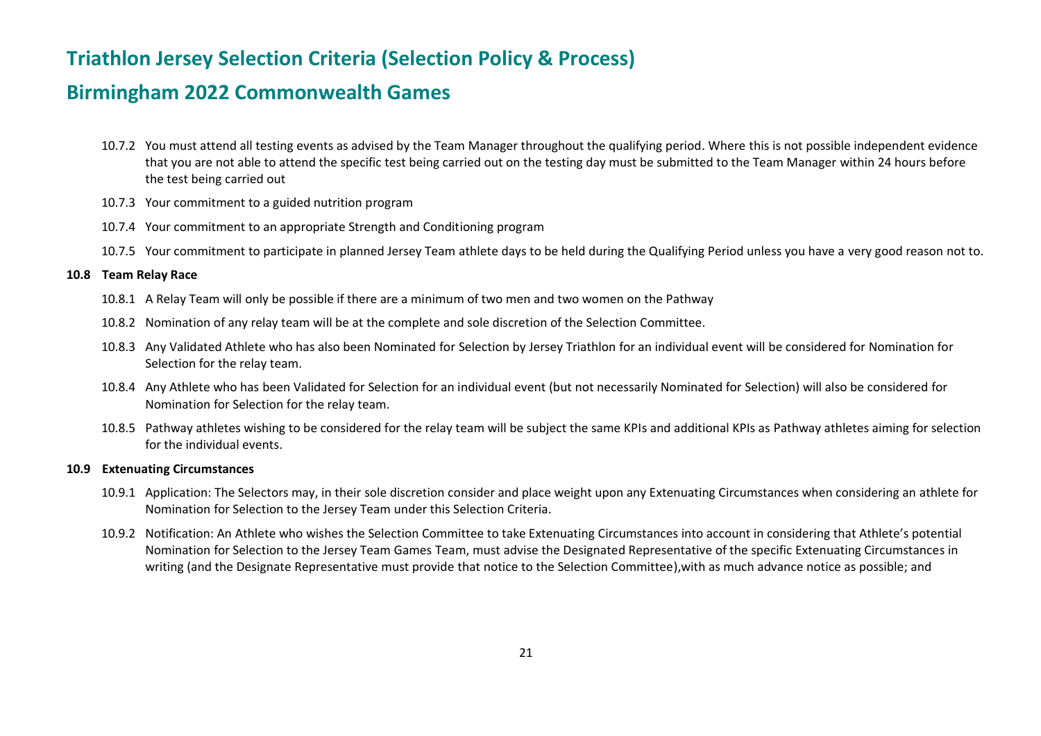10.7.2 You must attend all testing events as advised by the Team Manager throughout the qualifying period. Where this is not possible independent evidence that you are not able to attend the specific test being carried out on the testing day must be submitted to the Team Manager within 24 hours before the test being carried out

10.7.3 Your commitment to a guided nutrition program

10.7.4 Your commitment to an appropriate Strength and Conditioning program

10.7.5 Your commitment to participate in planned Jersey Team athlete days to be held during the Qualifying Period unless you have a very good reason not to.

**10.8 Team Relay Race**

10.8.1 A Relay Team will only be possible if there are a minimum of two men and two women on the Pathway

10.8.2 Nomination of any relay team will be at the complete and sole discretion of the Selection Committee.

10.8.3 Any Validated Athlete who has also been Nominated for Selection by Jersey Triathlon for an individual event will be considered for Nomination for Selection for the relay team.

10.8.4 Any Athlete who has been Validated for Selection for an individual event (but not necessarily Nominated for Selection) will also be considered for Nomination for Selection for the relay team.

10.8.5 Pathway athletes wishing to be considered for the relay team will be subject the same KPIs and additional KPIs as Pathway athletes aiming for selection for the individual events.

**10.9 Extenuating Circumstances**

10.9.1 Application: The Selectors may, in their sole discretion consider and place weight upon any Extenuating Circumstances when considering an athlete for Nomination for Selection to the Jersey Team under this Selection Criteria.

10.9.2 Notification: An Athlete who wishes the Selection Committee to take Extenuating Circumstances into account in considering that Athlete's potential Nomination for Selection to the Jersey Team Games Team, must advise the Designated Representative of the specific Extenuating Circumstances in writing (and the Designate Representative must provide that notice to the Selection Committee),with as much advance notice as possible; and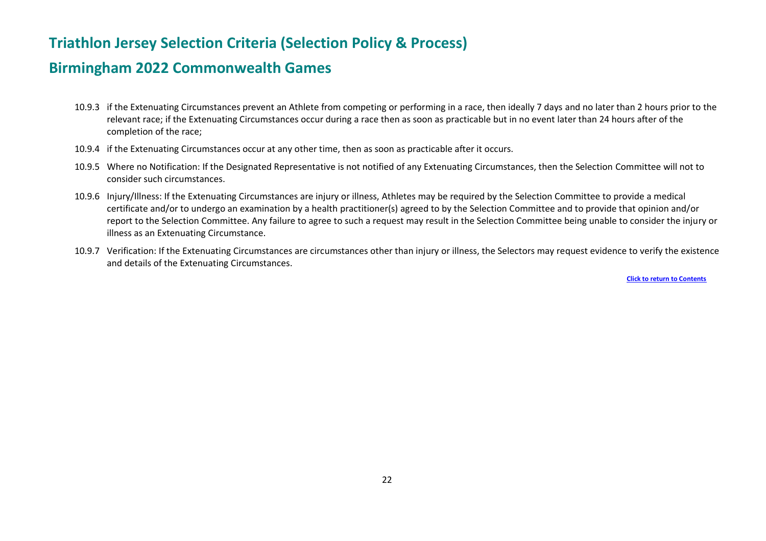10.9.3 if the Extenuating Circumstances prevent an Athlete from competing or performing in a race, then ideally 7 days and no later than 2 hours prior to the relevant race; if the Extenuating Circumstances occur during a race then as soon as practicable but in no event later than 24 hours after of the completion of the race;

10.9.4 if the Extenuating Circumstances occur at any other time, then as soon as practicable after it occurs.

10.9.5 Where no Notification: If the Designated Representative is not notified of any Extenuating Circumstances, then the Selection Committee will not to consider such circumstances.

10.9.6 Injury/Illness: If the Extenuating Circumstances are injury or illness, Athletes may be required by the Selection Committee to provide a medical certificate and/or to undergo an examination by a health practitioner(s) agreed to by the Selection Committee and to provide that opinion and/or report to the Selection Committee. Any failure to agree to such a request may result in the Selection Committee being unable to consider the injury or illness as an Extenuating Circumstance.

10.9.7 Verification: If the Extenuating Circumstances are circumstances other than injury or illness, the Selectors may request evidence to verify the existence and details of the Extenuating Circumstances.

**Click to return to Contents**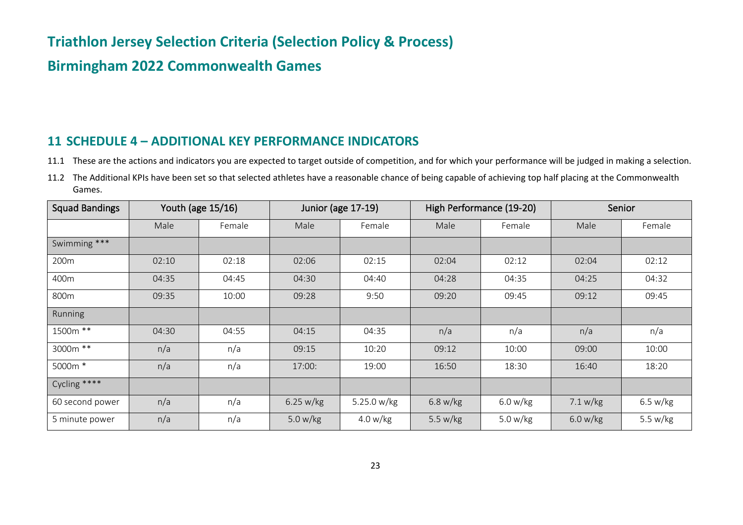# Triathlon Jersey Selection Criteria (Selection Policy & Process)

## Birmingham 2022 Commonwealth Games

## 11 SCHEDULE 4 – ADDITIONAL KEY PERFORMANCE INDICATORS

11.1 These are the actions and indicators you are expected to target outside of competition, and for which your performance will be judged in making a selection.

11.2 The Additional KPIs have been set so that selected athletes have a reasonable chance of being capable of achieving top half placing at the Commonwealth Games.

| Squad Bandings | Youth (age 15/16) | | Junior (age 17-19) | | High Performance (19-20) | | Senior | |
|---|---|---|---|---|---|---|---|---|
| | Male | Female | Male | Female | Male | Female | Male | Female |
| Swimming *** | | | | | | | | |
| 200m | 02:10 | 02:18 | 02:06 | 02:15 | 02:04 | 02:12 | 02:04 | 02:12 |
| 400m | 04:35 | 04:45 | 04:30 | 04:40 | 04:28 | 04:35 | 04:25 | 04:32 |
| 800m | 09:35 | 10:00 | 09:28 | 9:50 | 09:20 | 09:45 | 09:12 | 09:45 |
| Running | | | | | | | | |
| 1500m ** | 04:30 | 04:55 | 04:15 | 04:35 | n/a | n/a | n/a | n/a |
| 3000m ** | n/a | n/a | 09:15 | 10:20 | 09:12 | 10:00 | 09:00 | 10:00 |
| 5000m * | n/a | n/a | 17:00: | 19:00 | 16:50 | 18:30 | 16:40 | 18:20 |
| Cycling **** | | | | | | | | |
| 60 second power | n/a | n/a | 6.25 w/kg | 5.25.0 w/kg | 6.8 w/kg | 6.0 w/kg | 7.1 w/kg | 6.5 w/kg |
| 5 minute power | n/a | n/a | 5.0 w/kg | 4.0 w/kg | 5.5 w/kg | 5.0 w/kg | 6.0 w/kg | 5.5 w/kg |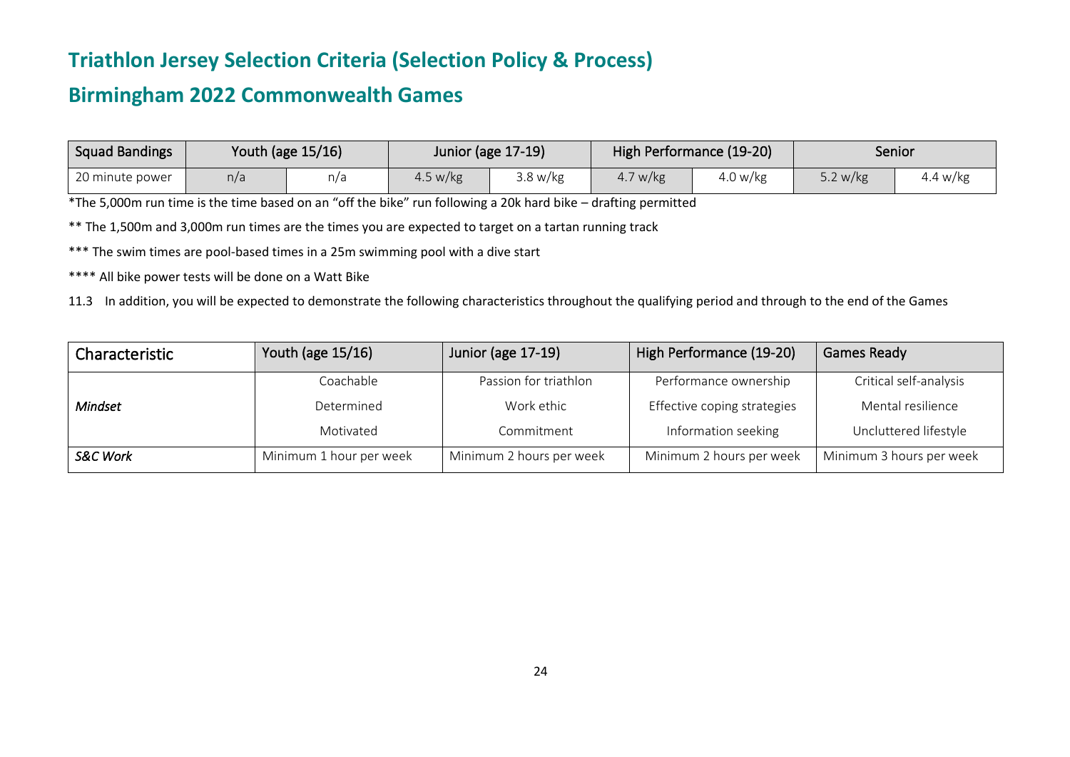# Triathlon Jersey Selection Criteria (Selection Policy & Process)

# Birmingham 2022 Commonwealth Games

| Squad Bandings | Youth (age 15/16) | | Junior (age 17-19) | | High Performance (19-20) | | Senior | |
|---|---|---|---|---|---|---|---|---|
| 20 minute power | n/a | n/a | 4.5 w/kg | 3.8 w/kg | 4.7 w/kg | 4.0 w/kg | 5.2 w/kg | 4.4 w/kg |

*The 5,000m run time is the time based on an "off the bike" run following a 20k hard bike – drafting permitted

** The 1,500m and 3,000m run times are the times you are expected to target on a tartan running track

*** The swim times are pool-based times in a 25m swimming pool with a dive start

**** All bike power tests will be done on a Watt Bike

11.3 In addition, you will be expected to demonstrate the following characteristics throughout the qualifying period and through to the end of the Games

| Characteristic | Youth (age 15/16) | Junior (age 17-19) | High Performance (19-20) | Games Ready |
|---|---|---|---|---|
| | Coachable | Passion for triathlon | Performance ownership | Critical self-analysis |
| *Mindset* | Determined | Work ethic | Effective coping strategies | Mental resilience |
| | Motivated | Commitment | Information seeking | Uncluttered lifestyle |
| *S&C Work* | Minimum 1 hour per week | Minimum 2 hours per week | Minimum 2 hours per week | Minimum 3 hours per week |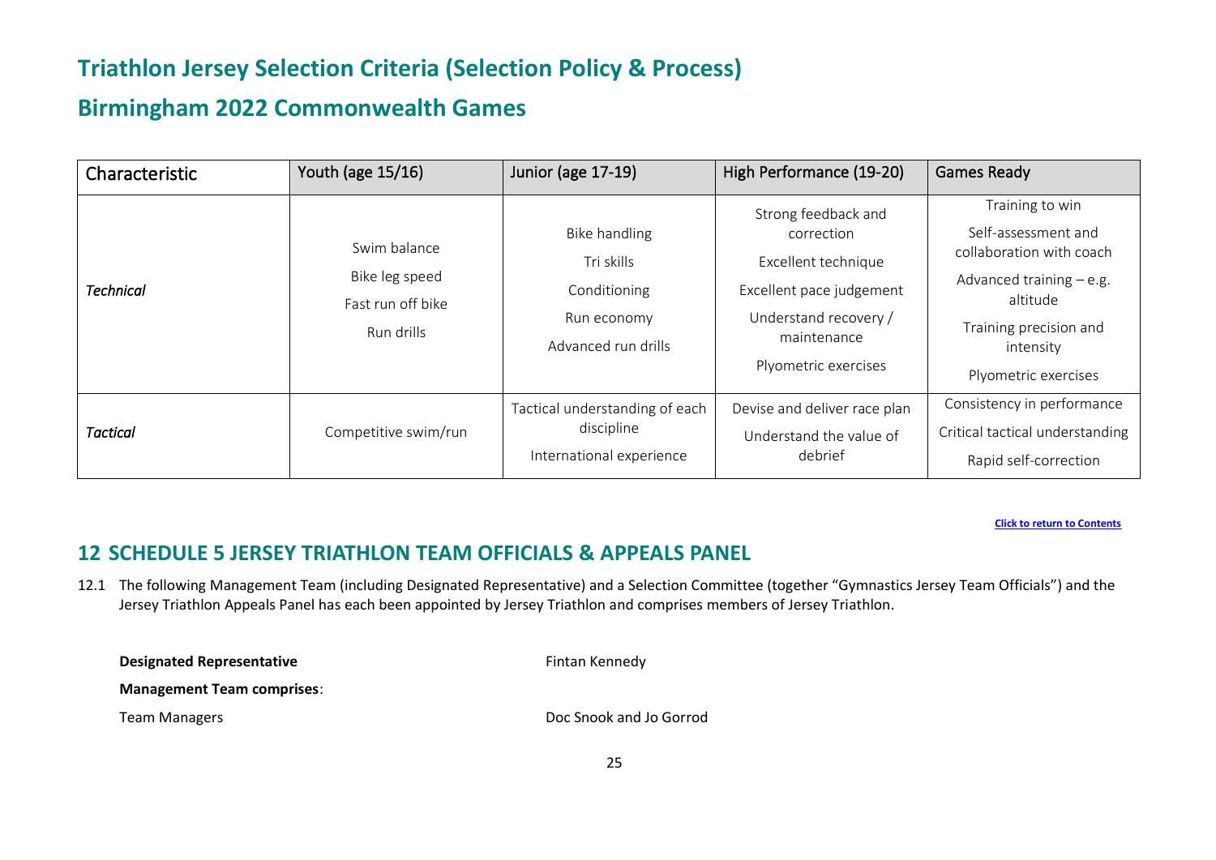# Triathlon Jersey Selection Criteria (Selection Policy & Process)

## Birmingham 2022 Commonwealth Games

| Characteristic | Youth (age 15/16) | Junior (age 17-19) | High Performance (19-20) | Games Ready |
|---|---|---|---|---|
| *Technical* | Swim balance<br>Bike leg speed<br>Fast run off bike<br>Run drills | Bike handling<br>Tri skills<br>Conditioning<br>Run economy<br>Advanced run drills | Strong feedback and correction<br>Excellent technique<br>Excellent pace judgement<br>Understand recovery / maintenance<br>Plyometric exercises | Training to win<br>Self-assessment and collaboration with coach<br>Advanced training – e.g. altitude<br>Training precision and intensity<br>Plyometric exercises |
| *Tactical* | Competitive swim/run | Tactical understanding of each discipline<br>International experience | Devise and deliver race plan<br>Understand the value of debrief | Consistency in performance<br>Critical tactical understanding<br>Rapid self-correction |

[Click to return to Contents]

## 12 SCHEDULE 5 JERSEY TRIATHLON TEAM OFFICIALS & APPEALS PANEL

12.1 The following Management Team (including Designated Representative) and a Selection Committee (together "Gymnastics Jersey Team Officials") and the Jersey Triathlon Appeals Panel has each been appointed by Jersey Triathlon and comprises members of Jersey Triathlon.

**Designated Representative** — Fintan Kennedy

**Management Team comprises**:

Team Managers — Doc Snook and Jo Gorrod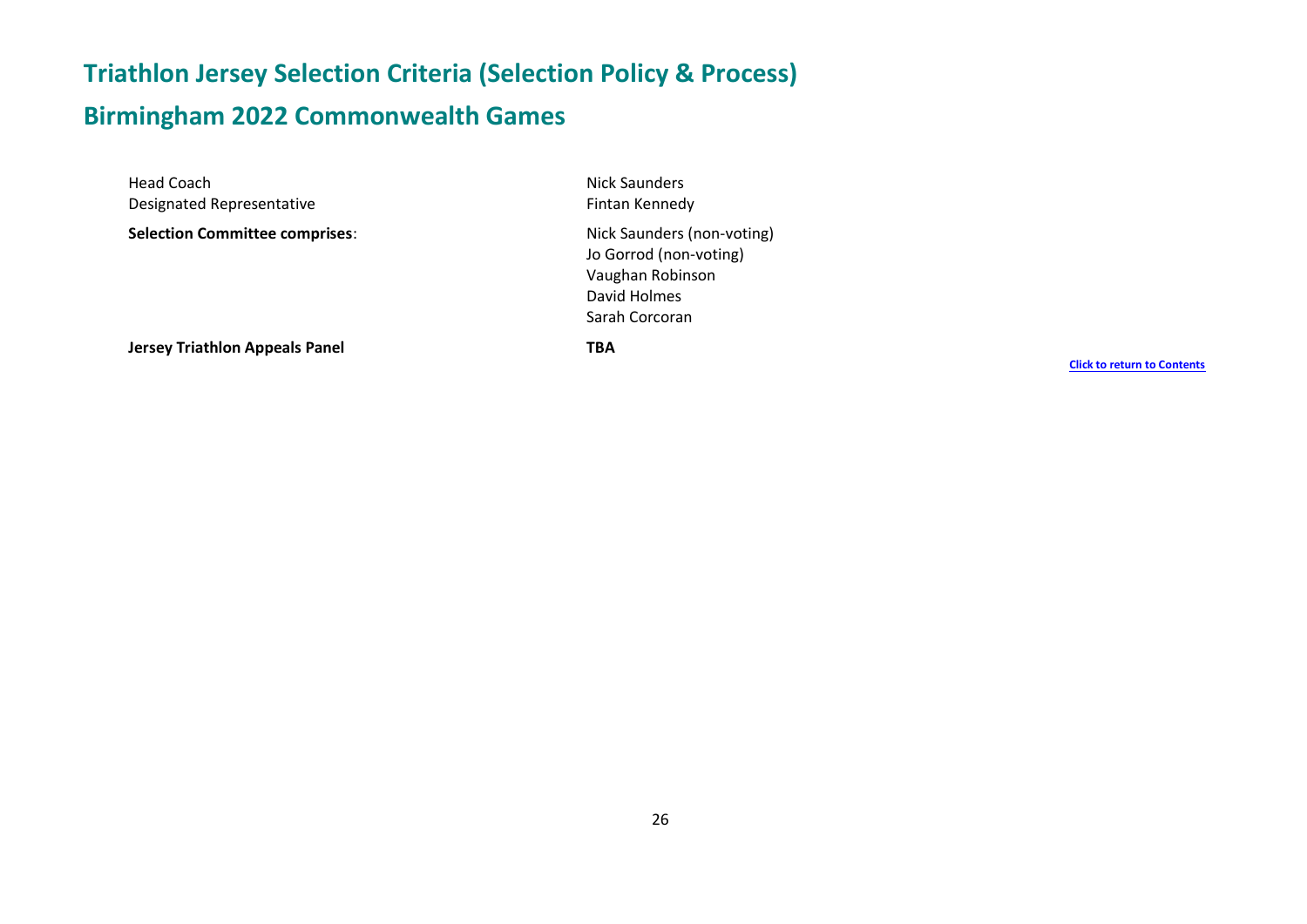# Triathlon Jersey Selection Criteria (Selection Policy & Process)

# Birmingham 2022 Commonwealth Games

| | |
|---|---|
| Head Coach | Nick Saunders |
| Designated Representative | Fintan Kennedy |
| **Selection Committee comprises**: | Nick Saunders (non-voting)<br>Jo Gorrod (non-voting)<br>Vaughan Robinson<br>David Holmes<br>Sarah Corcoran |
| **Jersey Triathlon Appeals Panel** | **TBA** |

**Click to return to Contents**